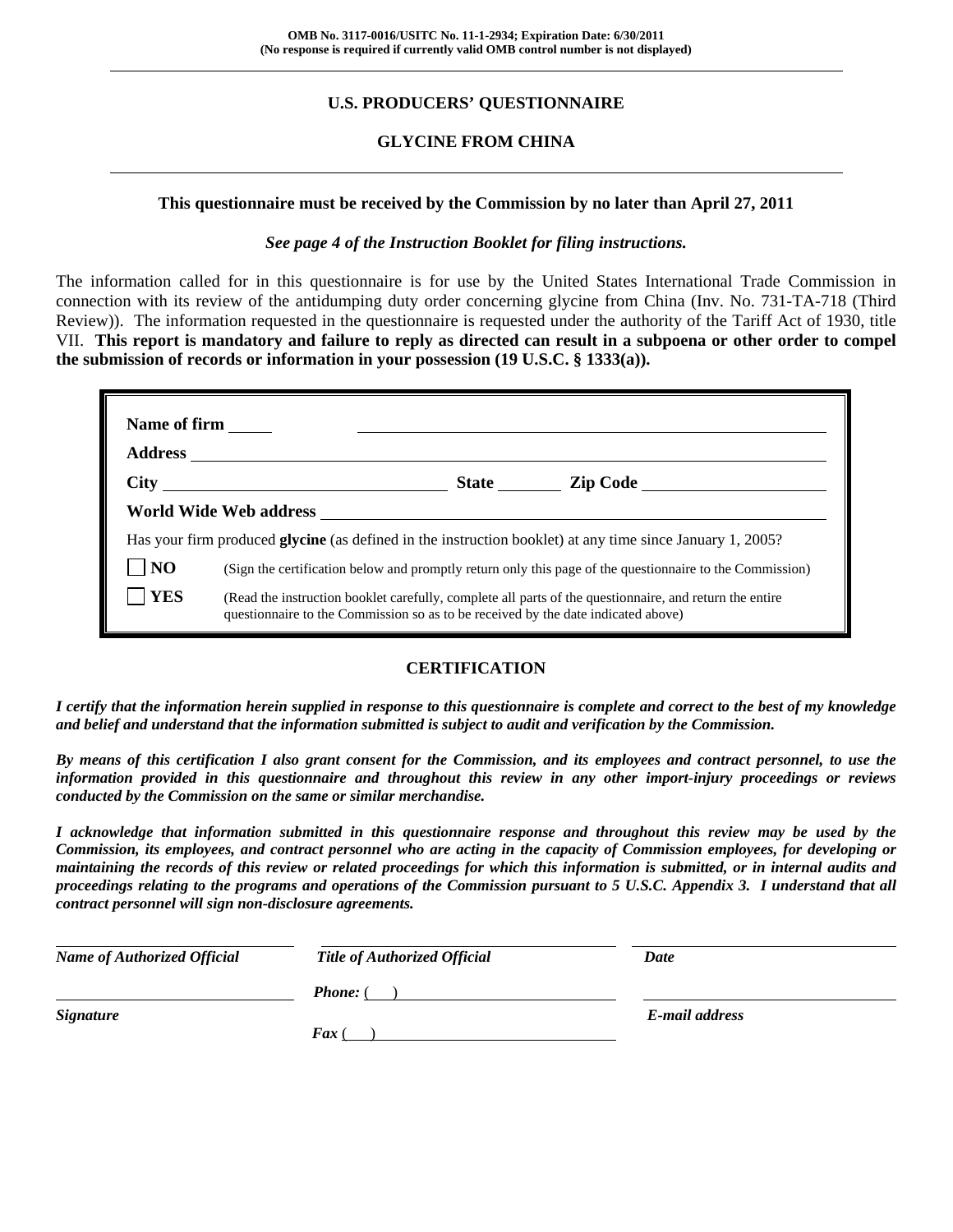**OMB No. 3117-0016/USITC No. 11-1-2934; Expiration Date: 6/30/2011**
**(No response is required if currently valid OMB control number is not displayed)**

# U.S. PRODUCERS' QUESTIONNAIRE

## GLYCINE FROM CHINA

**This questionnaire must be received by the Commission by no later than April 27, 2011**

***See page 4 of the Instruction Booklet for filing instructions.***

The information called for in this questionnaire is for use by the United States International Trade Commission in connection with its review of the antidumping duty order concerning glycine from China (Inv. No. 731-TA-718 (Third Review)). The information requested in the questionnaire is requested under the authority of the Tariff Act of 1930, title VII. **This report is mandatory and failure to reply as directed can result in a subpoena or other order to compel the submission of records or information in your possession (19 U.S.C. § 1333(a)).**

**Name of firm** ____________________

**Address** ____________________

**City** ____________________ **State** ________ **Zip Code** ____________________

**World Wide Web address** ____________________

Has your firm produced **glycine** (as defined in the instruction booklet) at any time since January 1, 2005?

☐ **NO** (Sign the certification below and promptly return only this page of the questionnaire to the Commission)

☐ **YES** (Read the instruction booklet carefully, complete all parts of the questionnaire, and return the entire questionnaire to the Commission so as to be received by the date indicated above)

## CERTIFICATION

***I certify that the information herein supplied in response to this questionnaire is complete and correct to the best of my knowledge and belief and understand that the information submitted is subject to audit and verification by the Commission.***

***By means of this certification I also grant consent for the Commission, and its employees and contract personnel, to use the information provided in this questionnaire and throughout this review in any other import-injury proceedings or reviews conducted by the Commission on the same or similar merchandise.***

***I acknowledge that information submitted in this questionnaire response and throughout this review may be used by the Commission, its employees, and contract personnel who are acting in the capacity of Commission employees, for developing or maintaining the records of this review or related proceedings for which this information is submitted, or in internal audits and proceedings relating to the programs and operations of the Commission pursuant to 5 U.S.C. Appendix 3. I understand that all contract personnel will sign non-disclosure agreements.***

| ___________________________ | ___________________________ | ___________________________ |
|---|---|---|
| ***Name of Authorized Official*** | ***Title of Authorized Official*** | ***Date*** |
| ___________________________ | ***Phone:*** ( ) ___________________ | ___________________________ |
| ***Signature*** | ***Fax*** ( ) ___________________ | ***E-mail address*** |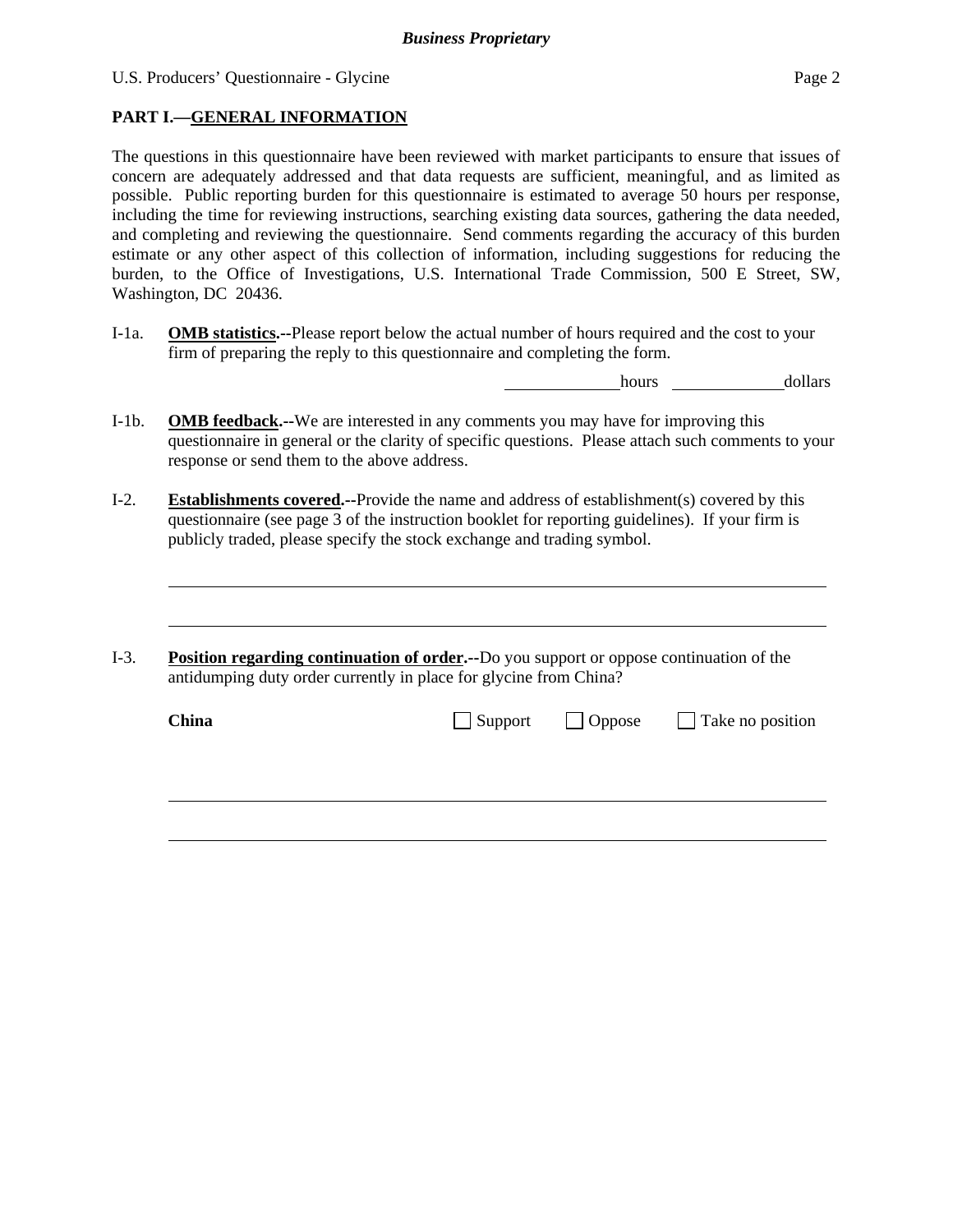## PART I.—GENERAL INFORMATION

The questions in this questionnaire have been reviewed with market participants to ensure that issues of concern are adequately addressed and that data requests are sufficient, meaningful, and as limited as possible. Public reporting burden for this questionnaire is estimated to average 50 hours per response, including the time for reviewing instructions, searching existing data sources, gathering the data needed, and completing and reviewing the questionnaire. Send comments regarding the accuracy of this burden estimate or any other aspect of this collection of information, including suggestions for reducing the burden, to the Office of Investigations, U.S. International Trade Commission, 500 E Street, SW, Washington, DC 20436.

I-1a. **OMB statistics.--**Please report below the actual number of hours required and the cost to your firm of preparing the reply to this questionnaire and completing the form.

_____________ hours _____________ dollars

I-1b. **OMB feedback.--**We are interested in any comments you may have for improving this questionnaire in general or the clarity of specific questions. Please attach such comments to your response or send them to the above address.

I-2. **Establishments covered.--**Provide the name and address of establishment(s) covered by this questionnaire (see page 3 of the instruction booklet for reporting guidelines). If your firm is publicly traded, please specify the stock exchange and trading symbol.

_____________________________________________________________________________

_____________________________________________________________________________

I-3. **Position regarding continuation of order.--**Do you support or oppose continuation of the antidumping duty order currently in place for glycine from China?

**China** ☐ Support ☐ Oppose ☐ Take no position

_____________________________________________________________________________

_____________________________________________________________________________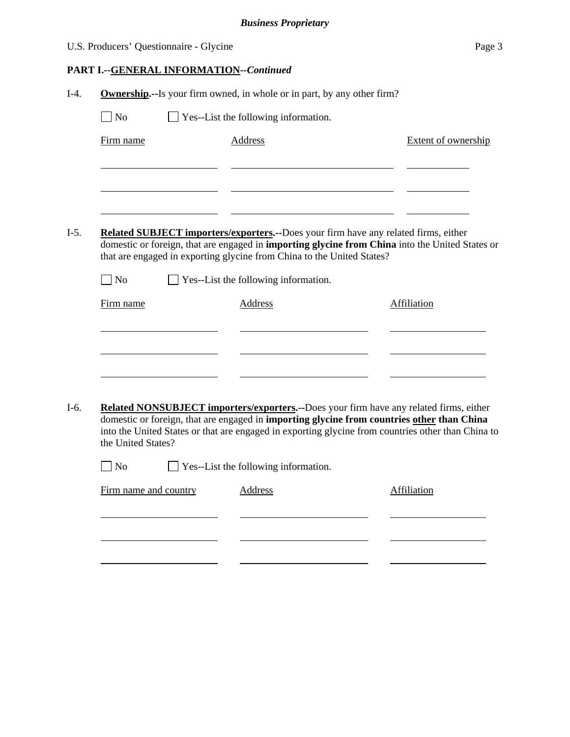## PART I.--GENERAL INFORMATION--*Continued*

I-4. **Ownership.--**Is your firm owned, in whole or in part, by any other firm?

☐ No ☐ Yes--List the following information.

| Firm name | Address | Extent of ownership |
|---|---|---|
| | | |
| | | |
| | | |

I-5. **Related SUBJECT importers/exporters.--**Does your firm have any related firms, either domestic or foreign, that are engaged in **importing glycine from China** into the United States or that are engaged in exporting glycine from China to the United States?

☐ No ☐ Yes--List the following information.

| Firm name | Address | Affiliation |
|---|---|---|
| | | |
| | | |
| | | |

I-6. **Related NONSUBJECT importers/exporters.--**Does your firm have any related firms, either domestic or foreign, that are engaged in **importing glycine from countries other than China** into the United States or that are engaged in exporting glycine from countries other than China to the United States?

☐ No ☐ Yes--List the following information.

| Firm name and country | Address | Affiliation |
|---|---|---|
| | | |
| | | |
| | | |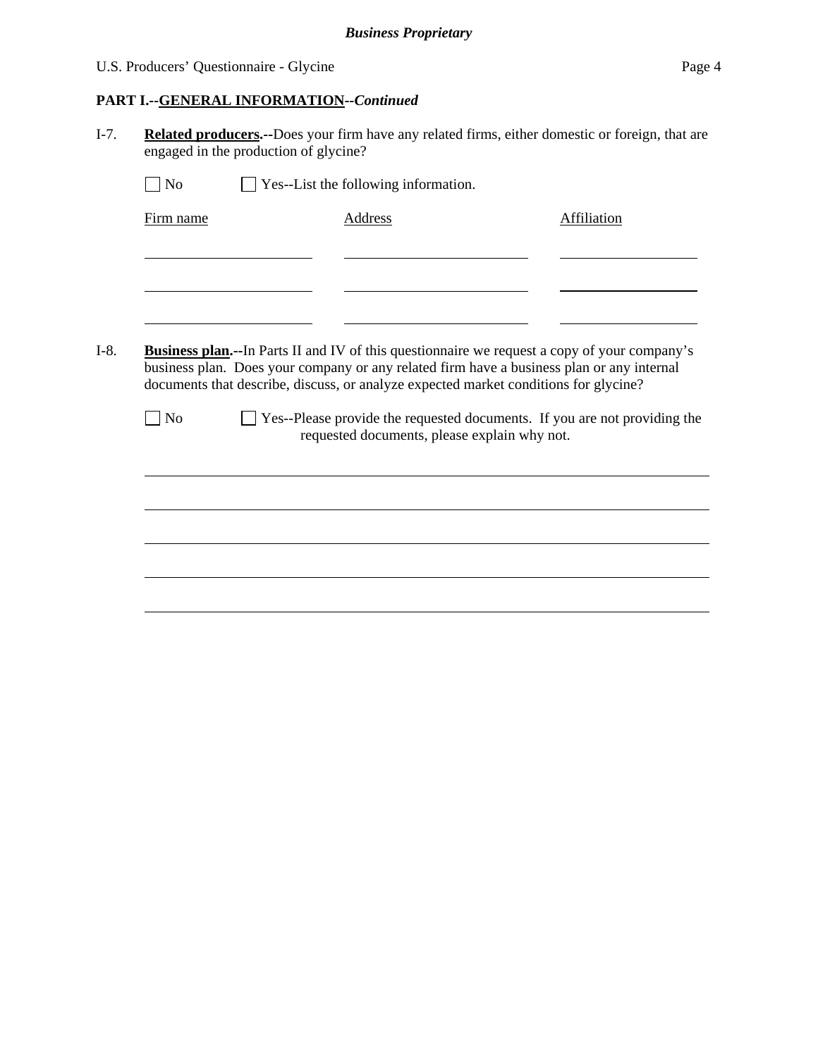**PART I.--GENERAL INFORMATION--*Continued***

I-7. **Related producers.--**Does your firm have any related firms, either domestic or foreign, that are engaged in the production of glycine?

☐ No ☐ Yes--List the following information.

| Firm name | Address | Affiliation |
|---|---|---|
| | | |
| | | |
| | | |

I-8. **Business plan.--**In Parts II and IV of this questionnaire we request a copy of your company's business plan. Does your company or any related firm have a business plan or any internal documents that describe, discuss, or analyze expected market conditions for glycine?

☐ No ☐ Yes--Please provide the requested documents. If you are not providing the requested documents, please explain why not.

______________________________________________________________________

______________________________________________________________________

______________________________________________________________________

______________________________________________________________________

______________________________________________________________________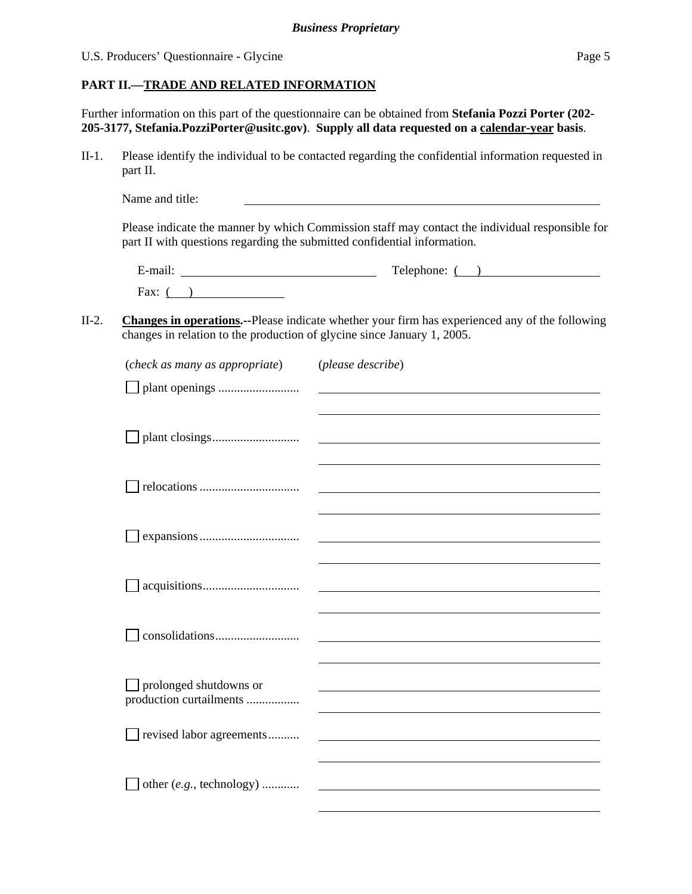**PART II.—TRADE AND RELATED INFORMATION**

Further information on this part of the questionnaire can be obtained from **Stefania Pozzi Porter (202-205-3177, Stefania.PozziPorter@usitc.gov)**. **Supply all data requested on a calendar-year basis**.

II-1. Please identify the individual to be contacted regarding the confidential information requested in part II.

Name and title: ______________________________

Please indicate the manner by which Commission staff may contact the individual responsible for part II with questions regarding the submitted confidential information.

E-mail: ______________________ Telephone: (   ) ______________

Fax: (   ) ______________

II-2. **Changes in operations.--**Please indicate whether your firm has experienced any of the following changes in relation to the production of glycine since January 1, 2005.

| (*check as many as appropriate*) | (*please describe*) |
|---|---|
| ☐ plant openings .......................... | |
| ☐ plant closings............................ | |
| ☐ relocations ................................ | |
| ☐ expansions................................ | |
| ☐ acquisitions............................... | |
| ☐ consolidations........................... | |
| ☐ prolonged shutdowns or production curtailments ................. | |
| ☐ revised labor agreements.......... | |
| ☐ other (*e.g.*, technology) ............ | |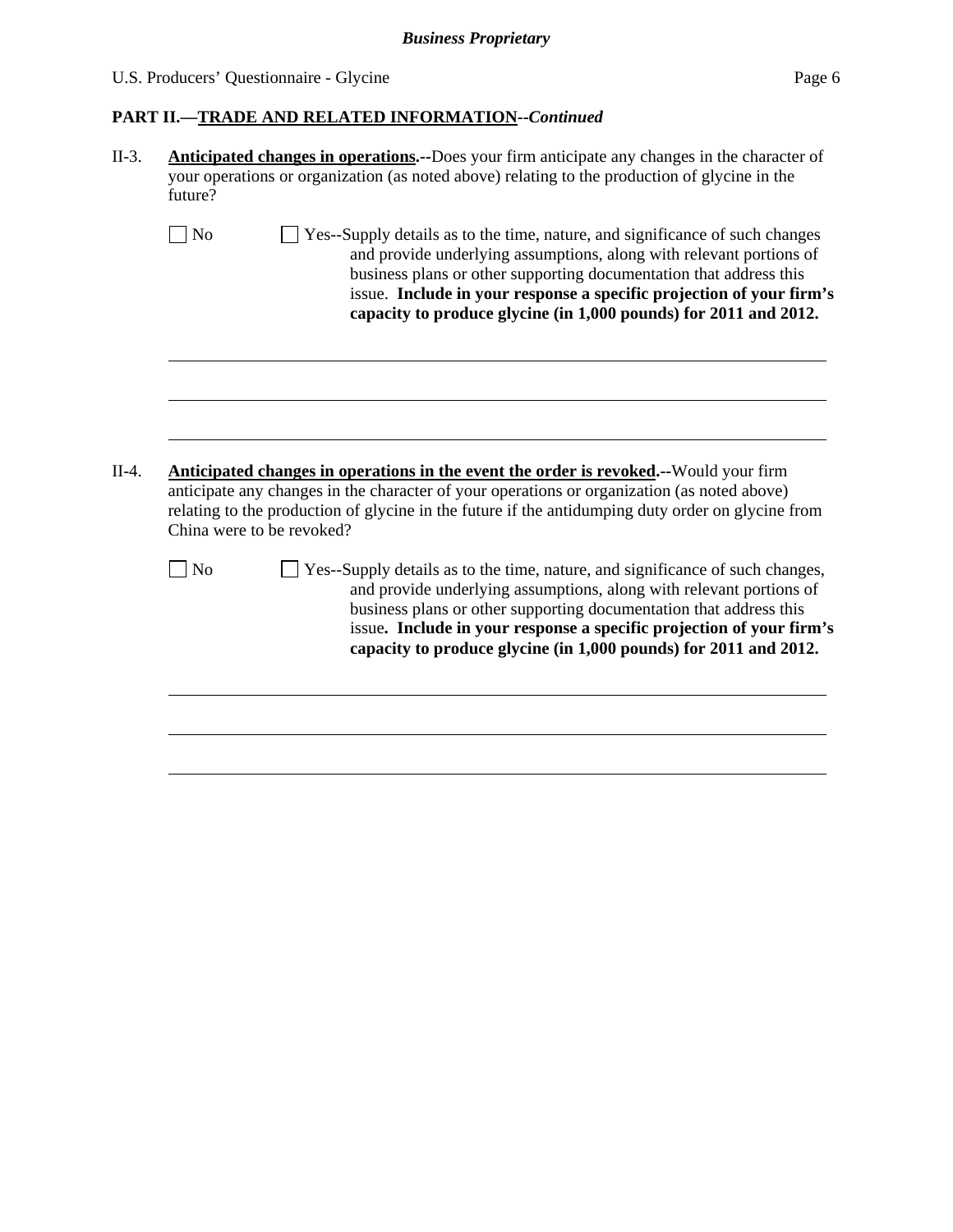## PART II.—TRADE AND RELATED INFORMATION--*Continued*

II-3. **Anticipated changes in operations.--**Does your firm anticipate any changes in the character of your operations or organization (as noted above) relating to the production of glycine in the future?

☐ No ☐ Yes--Supply details as to the time, nature, and significance of such changes and provide underlying assumptions, along with relevant portions of business plans or other supporting documentation that address this issue. **Include in your response a specific projection of your firm's capacity to produce glycine (in 1,000 pounds) for 2011 and 2012.**

______________________________________________________________________________

______________________________________________________________________________

______________________________________________________________________________

II-4. **Anticipated changes in operations in the event the order is revoked.--**Would your firm anticipate any changes in the character of your operations or organization (as noted above) relating to the production of glycine in the future if the antidumping duty order on glycine from China were to be revoked?

☐ No ☐ Yes--Supply details as to the time, nature, and significance of such changes, and provide underlying assumptions, along with relevant portions of business plans or other supporting documentation that address this issue**. Include in your response a specific projection of your firm's capacity to produce glycine (in 1,000 pounds) for 2011 and 2012.**

______________________________________________________________________________

______________________________________________________________________________

______________________________________________________________________________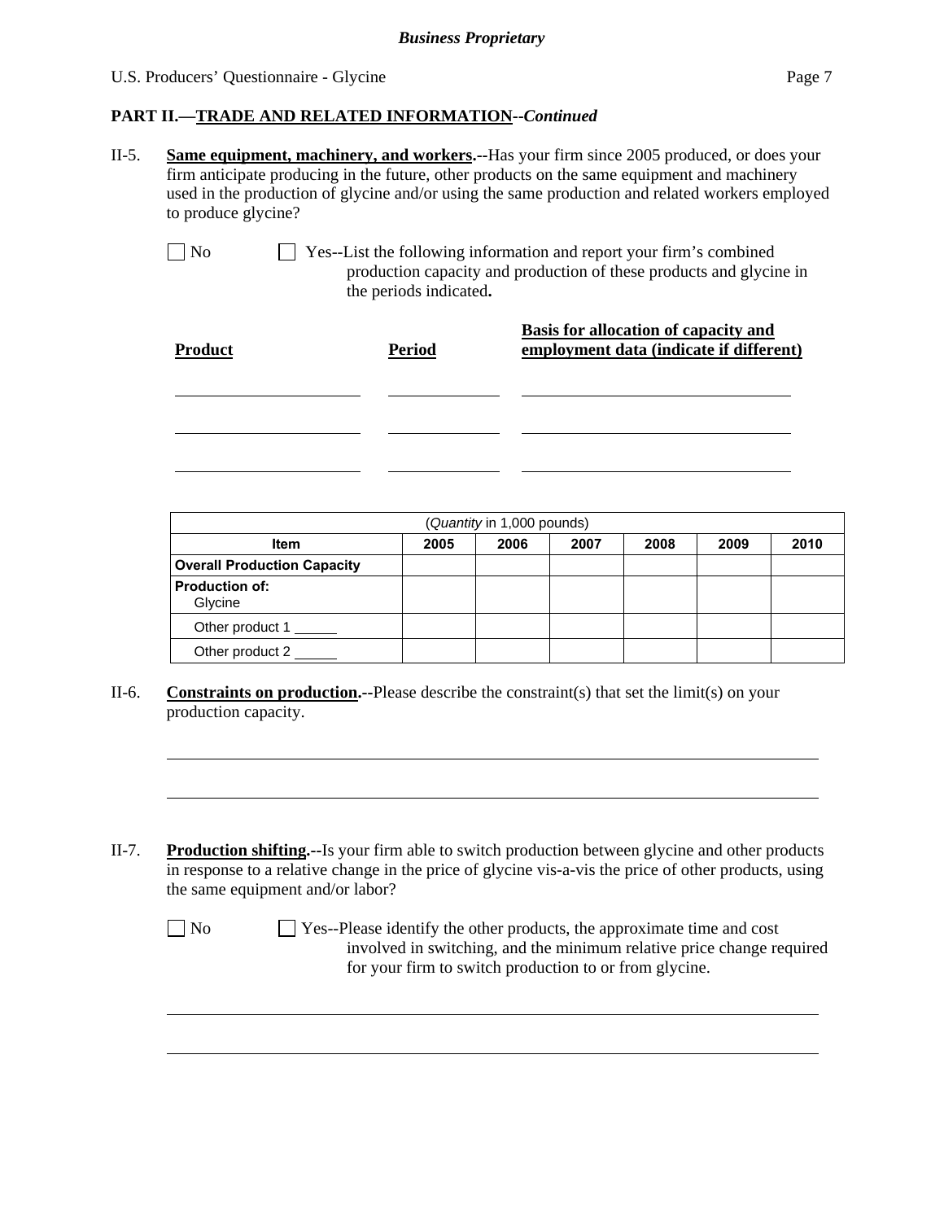## PART II.—TRADE AND RELATED INFORMATION--*Continued*

II-5. **Same equipment, machinery, and workers.**--Has your firm since 2005 produced, or does your firm anticipate producing in the future, other products on the same equipment and machinery used in the production of glycine and/or using the same production and related workers employed to produce glycine?

☐ No ☐ Yes--List the following information and report your firm's combined production capacity and production of these products and glycine in the periods indicated**.**

| Product | Period | Basis for allocation of capacity and employment data (indicate if different) |
|---|---|---|
| | | |
| | | |
| | | |

| (*Quantity* in 1,000 pounds) | | | | | | |
|---|---|---|---|---|---|---|
| **Item** | **2005** | **2006** | **2007** | **2008** | **2009** | **2010** |
| **Overall Production Capacity** | | | | | | |
| **Production of:** Glycine | | | | | | |
| Other product 1 ______ | | | | | | |
| Other product 2 ______ | | | | | | |

II-6. **Constraints on production.**--Please describe the constraint(s) that set the limit(s) on your production capacity.

______________________________________________________________________

______________________________________________________________________

II-7. **Production shifting.**--Is your firm able to switch production between glycine and other products in response to a relative change in the price of glycine vis-a-vis the price of other products, using the same equipment and/or labor?

☐ No ☐ Yes--Please identify the other products, the approximate time and cost involved in switching, and the minimum relative price change required for your firm to switch production to or from glycine.

______________________________________________________________________

______________________________________________________________________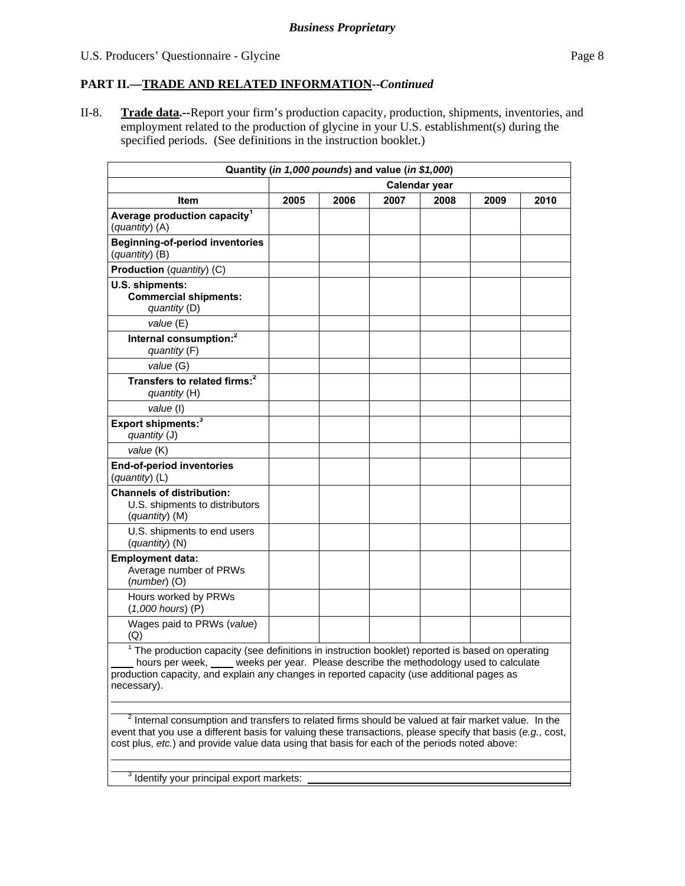**PART II.—TRADE AND RELATED INFORMATION**--*Continued*

II-8. **Trade data.**--Report your firm's production capacity, production, shipments, inventories, and employment related to the production of glycine in your U.S. establishment(s) during the specified periods. (See definitions in the instruction booklet.)

| Quantity (*in 1,000 pounds*) and value (*in $1,000*) | | | | | | |
|---|---|---|---|---|---|---|
| | Calendar year | | | | | |
| **Item** | **2005** | **2006** | **2007** | **2008** | **2009** | **2010** |
| **Average production capacity**[1] (*quantity*) (A) | | | | | | |
| **Beginning-of-period inventories** (*quantity*) (B) | | | | | | |
| **Production** (*quantity*) (C) | | | | | | |
| **U.S. shipments:** **Commercial shipments:** *quantity* (D) | | | | | | |
| *value* (E) | | | | | | |
| **Internal consumption:**[2] *quantity* (F) | | | | | | |
| *value* (G) | | | | | | |
| **Transfers to related firms:**[2] *quantity* (H) | | | | | | |
| *value* (I) | | | | | | |
| **Export shipments:**[3] *quantity* (J) | | | | | | |
| *value* (K) | | | | | | |
| **End-of-period inventories** (*quantity*) (L) | | | | | | |
| **Channels of distribution:** U.S. shipments to distributors (*quantity*) (M) | | | | | | |
| U.S. shipments to end users (*quantity*) (N) | | | | | | |
| **Employment data:** Average number of PRWs (*number*) (O) | | | | | | |
| Hours worked by PRWs (*1,000 hours*) (P) | | | | | | |
| Wages paid to PRWs (*value*) (Q) | | | | | | |

[1] The production capacity (see definitions in instruction booklet) reported is based on operating ____ hours per week, ____ weeks per year. Please describe the methodology used to calculate production capacity, and explain any changes in reported capacity (use additional pages as necessary).

[2] Internal consumption and transfers to related firms should be valued at fair market value. In the event that you use a different basis for valuing these transactions, please specify that basis (*e.g.*, cost, cost plus, *etc.*) and provide value data using that basis for each of the periods noted above:

[3] Identify your principal export markets: ____________________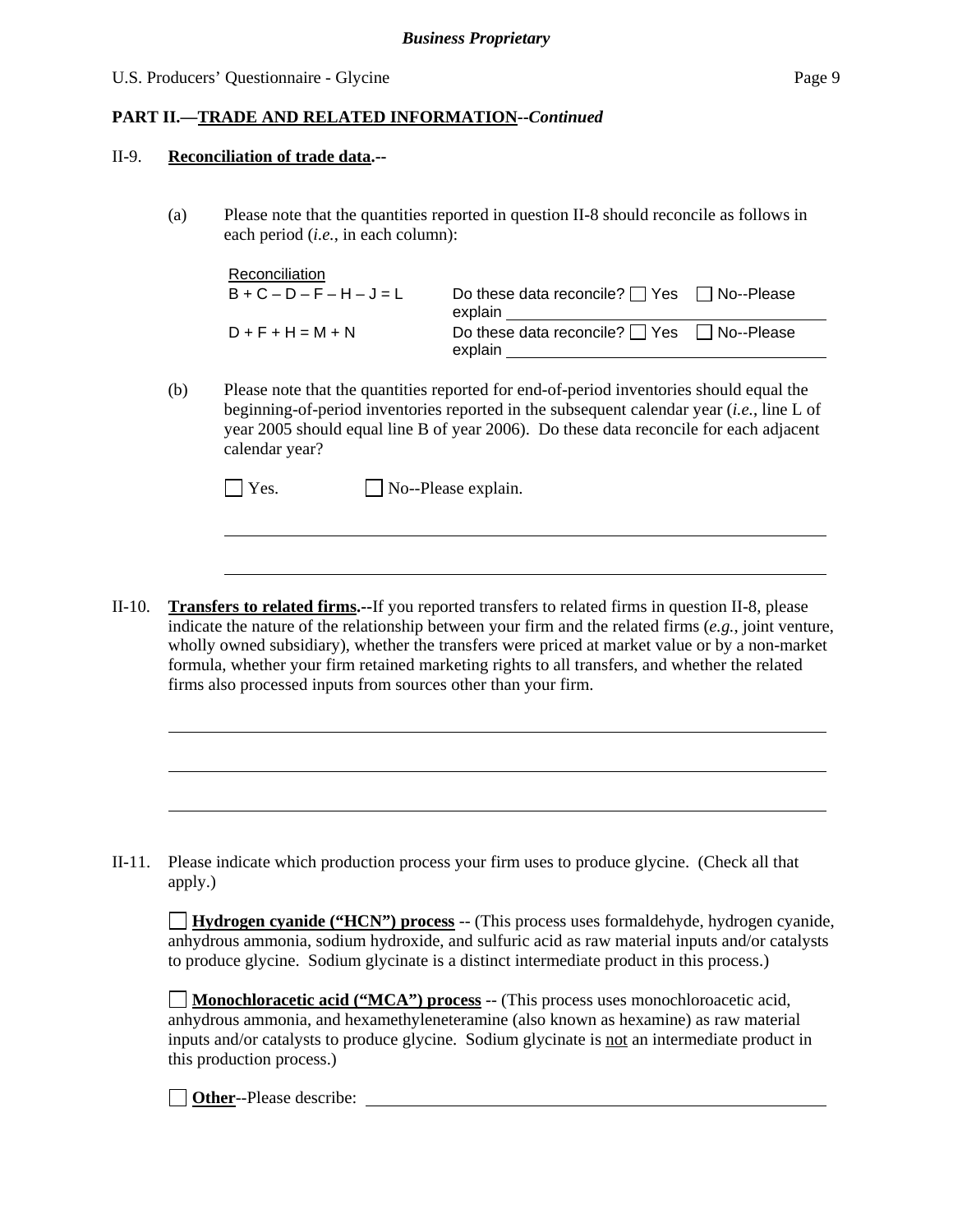**PART II.—TRADE AND RELATED INFORMATION**--*Continued*

II-9. **Reconciliation of trade data.--**

(a) Please note that the quantities reported in question II-8 should reconcile as follows in each period (*i.e.*, in each column):

| Reconciliation | |
|---|---|
| B + C – D – F – H – J = L | Do these data reconcile? ☐ Yes ☐ No--Please explain ______________________ |
| D + F + H = M + N | Do these data reconcile? ☐ Yes ☐ No--Please explain ______________________ |

(b) Please note that the quantities reported for end-of-period inventories should equal the beginning-of-period inventories reported in the subsequent calendar year (*i.e.*, line L of year 2005 should equal line B of year 2006). Do these data reconcile for each adjacent calendar year?

☐ Yes. ☐ No--Please explain.

______________________________________________________________________

______________________________________________________________________

II-10. **Transfers to related firms.--**If you reported transfers to related firms in question II-8, please indicate the nature of the relationship between your firm and the related firms (*e.g.*, joint venture, wholly owned subsidiary), whether the transfers were priced at market value or by a non-market formula, whether your firm retained marketing rights to all transfers, and whether the related firms also processed inputs from sources other than your firm.

______________________________________________________________________

______________________________________________________________________

______________________________________________________________________

II-11. Please indicate which production process your firm uses to produce glycine. (Check all that apply.)

☐ **Hydrogen cyanide ("HCN") process** -- (This process uses formaldehyde, hydrogen cyanide, anhydrous ammonia, sodium hydroxide, and sulfuric acid as raw material inputs and/or catalysts to produce glycine. Sodium glycinate is a distinct intermediate product in this process.)

☐ **Monochloracetic acid ("MCA") process** -- (This process uses monochloroacetic acid, anhydrous ammonia, and hexamethyleneteramine (also known as hexamine) as raw material inputs and/or catalysts to produce glycine. Sodium glycinate is not an intermediate product in this production process.)

☐ **Other**--Please describe: ______________________________________________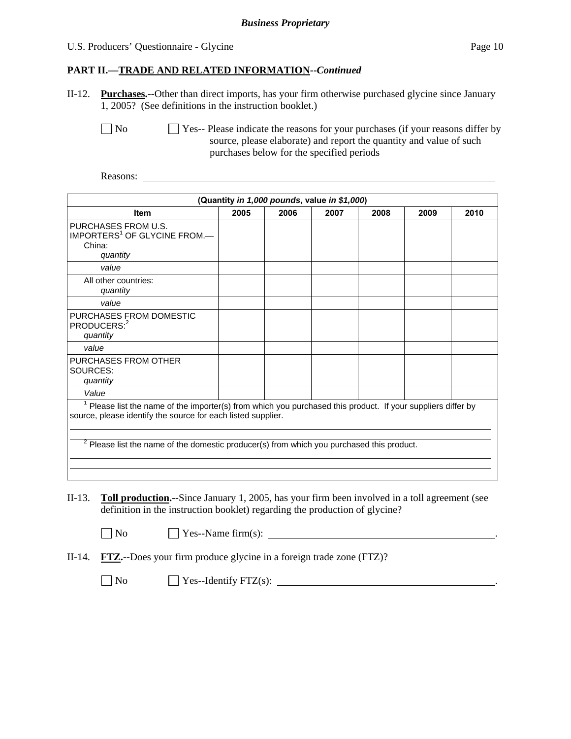**Business Proprietary**

## PART II.—TRADE AND RELATED INFORMATION--*Continued*

II-12. **Purchases.--**Other than direct imports, has your firm otherwise purchased glycine since January 1, 2005? (See definitions in the instruction booklet.)

☐ No ☐ Yes-- Please indicate the reasons for your purchases (if your reasons differ by source, please elaborate) and report the quantity and value of such purchases below for the specified periods

Reasons: ______________________________________________

| (Quantity *in 1,000 pounds*, value *in $1,000*) | | | | | | |
|---|---|---|---|---|---|---|
| **Item** | **2005** | **2006** | **2007** | **2008** | **2009** | **2010** |
| PURCHASES FROM U.S. IMPORTERS[1] OF GLYCINE FROM.— China: *quantity* | | | | | | |
| *value* | | | | | | |
| All other countries: *quantity* | | | | | | |
| *value* | | | | | | |
| PURCHASES FROM DOMESTIC PRODUCERS:[2] *quantity* | | | | | | |
| *value* | | | | | | |
| PURCHASES FROM OTHER SOURCES: *quantity* | | | | | | |
| *Value* | | | | | | |

[1] Please list the name of the importer(s) from which you purchased this product. If your suppliers differ by source, please identify the source for each listed supplier.

______________________________________________

[2] Please list the name of the domestic producer(s) from which you purchased this product.

______________________________________________

II-13. **Toll production.--**Since January 1, 2005, has your firm been involved in a toll agreement (see definition in the instruction booklet) regarding the production of glycine?

☐ No ☐ Yes--Name firm(s): ______________________________________________.

II-14. **FTZ.--**Does your firm produce glycine in a foreign trade zone (FTZ)?

☐ No ☐ Yes--Identify FTZ(s): ______________________________________________.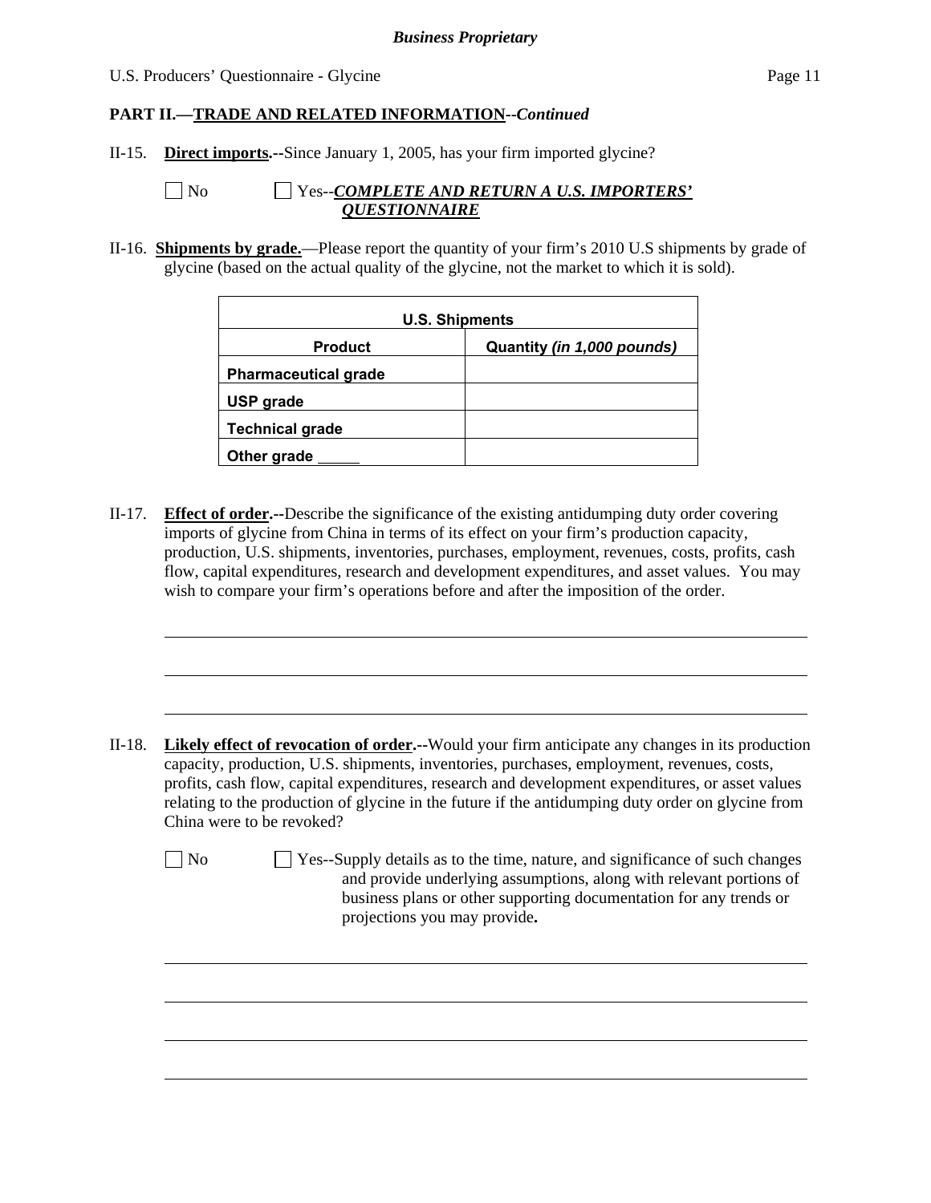## PART II.—TRADE AND RELATED INFORMATION--*Continued*

II-15. **Direct imports.--**Since January 1, 2005, has your firm imported glycine?

☐ No ☐ Yes--***COMPLETE AND RETURN A U.S. IMPORTERS' QUESTIONNAIRE***

II-16. **Shipments by grade.**—Please report the quantity of your firm's 2010 U.S shipments by grade of glycine (based on the actual quality of the glycine, not the market to which it is sold).

| U.S. Shipments | |
|---|---|
| **Product** | **Quantity *(in 1,000 pounds)*** |
| **Pharmaceutical grade** | |
| **USP grade** | |
| **Technical grade** | |
| **Other grade _____** | |

II-17. **Effect of order.--**Describe the significance of the existing antidumping duty order covering imports of glycine from China in terms of its effect on your firm's production capacity, production, U.S. shipments, inventories, purchases, employment, revenues, costs, profits, cash flow, capital expenditures, research and development expenditures, and asset values. You may wish to compare your firm's operations before and after the imposition of the order.

______________________________________________________________________________

______________________________________________________________________________

______________________________________________________________________________

II-18. **Likely effect of revocation of order.--**Would your firm anticipate any changes in its production capacity, production, U.S. shipments, inventories, purchases, employment, revenues, costs, profits, cash flow, capital expenditures, research and development expenditures, or asset values relating to the production of glycine in the future if the antidumping duty order on glycine from China were to be revoked?

☐ No ☐ Yes--Supply details as to the time, nature, and significance of such changes and provide underlying assumptions, along with relevant portions of business plans or other supporting documentation for any trends or projections you may provide**.**

______________________________________________________________________________

______________________________________________________________________________

______________________________________________________________________________

______________________________________________________________________________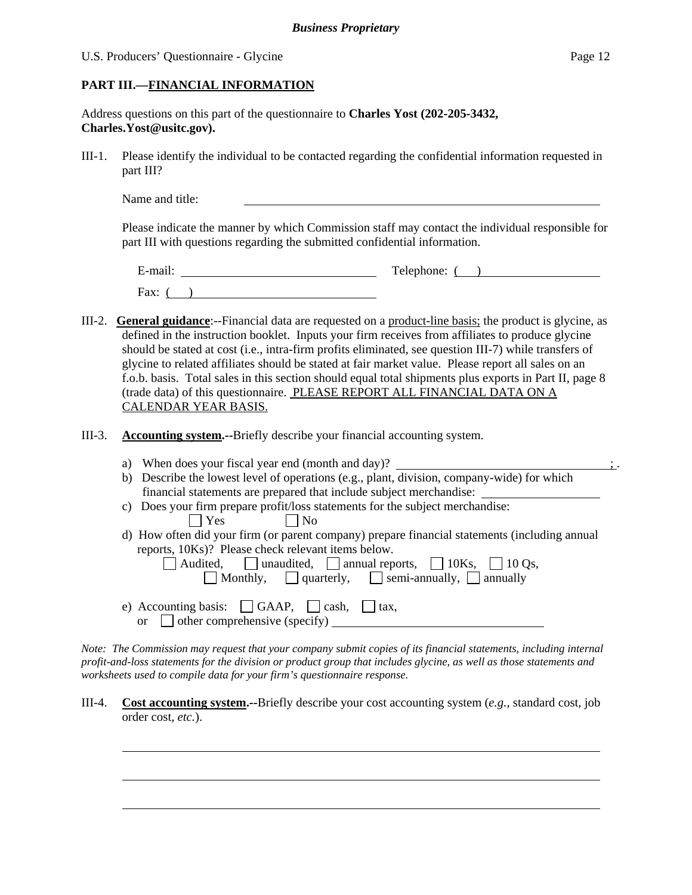## PART III.—FINANCIAL INFORMATION

Address questions on this part of the questionnaire to **Charles Yost (202-205-3432, Charles.Yost@usitc.gov).**

III-1. Please identify the individual to be contacted regarding the confidential information requested in part III?

Name and title: ______________________________

Please indicate the manner by which Commission staff may contact the individual responsible for part III with questions regarding the submitted confidential information.

E-mail: ______________________ Telephone: ( ) ______________

Fax: ( ) ______________________

III-2. **General guidance**:--Financial data are requested on a product-line basis; the product is glycine, as defined in the instruction booklet. Inputs your firm receives from affiliates to produce glycine should be stated at cost (i.e., intra-firm profits eliminated, see question III-7) while transfers of glycine to related affiliates should be stated at fair market value. Please report all sales on an f.o.b. basis. Total sales in this section should equal total shipments plus exports in Part II, page 8 (trade data) of this questionnaire. PLEASE REPORT ALL FINANCIAL DATA ON A CALENDAR YEAR BASIS.

III-3. **Accounting system.--**Briefly describe your financial accounting system.

a) When does your fiscal year end (month and day)? ______________________ ; .

b) Describe the lowest level of operations (e.g., plant, division, company-wide) for which financial statements are prepared that include subject merchandise: ______________

c) Does your firm prepare profit/loss statements for the subject merchandise:
☐ Yes ☐ No

d) How often did your firm (or parent company) prepare financial statements (including annual reports, 10Ks)? Please check relevant items below.
☐ Audited, ☐ unaudited, ☐ annual reports, ☐ 10Ks, ☐ 10 Qs,
☐ Monthly, ☐ quarterly, ☐ semi-annually, ☐ annually

e) Accounting basis: ☐ GAAP, ☐ cash, ☐ tax,
or ☐ other comprehensive (specify) ______________________

*Note: The Commission may request that your company submit copies of its financial statements, including internal profit-and-loss statements for the division or product group that includes glycine, as well as those statements and worksheets used to compile data for your firm's questionnaire response.*

III-4. **Cost accounting system.--**Briefly describe your cost accounting system (*e.g.*, standard cost, job order cost, *etc.*).

______________________________________________

______________________________________________

______________________________________________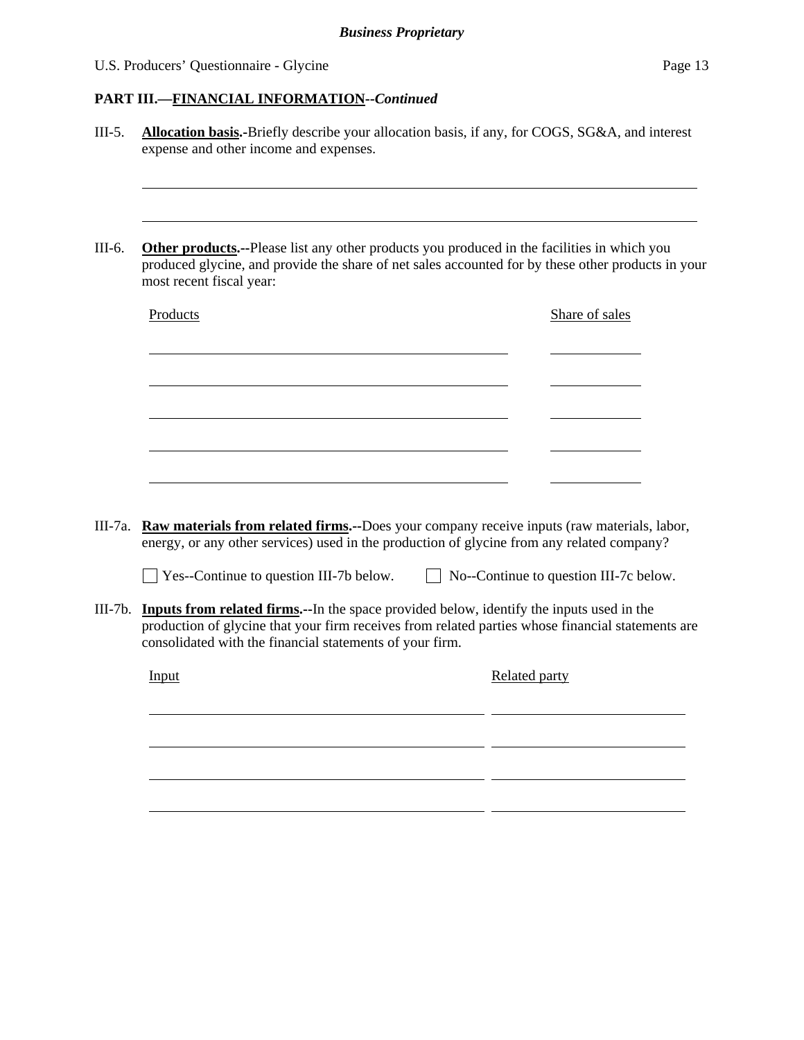**PART III.—FINANCIAL INFORMATION--*Continued***

III-5. **Allocation basis.-**Briefly describe your allocation basis, if any, for COGS, SG&A, and interest expense and other income and expenses.

\_\_\_\_\_\_\_\_\_\_\_\_\_\_\_\_\_\_\_\_\_\_\_\_\_\_\_\_\_\_\_\_\_\_\_\_\_\_\_\_\_\_\_\_\_\_\_\_\_\_\_\_\_\_\_\_\_\_\_\_\_\_\_\_\_\_\_\_\_\_\_\_

\_\_\_\_\_\_\_\_\_\_\_\_\_\_\_\_\_\_\_\_\_\_\_\_\_\_\_\_\_\_\_\_\_\_\_\_\_\_\_\_\_\_\_\_\_\_\_\_\_\_\_\_\_\_\_\_\_\_\_\_\_\_\_\_\_\_\_\_\_\_\_\_

III-6. **Other products.--**Please list any other products you produced in the facilities in which you produced glycine, and provide the share of net sales accounted for by these other products in your most recent fiscal year:

| Products | Share of sales |
| --- | --- |
| | |
| | |
| | |
| | |
| | |

III-7a. **Raw materials from related firms.--**Does your company receive inputs (raw materials, labor, energy, or any other services) used in the production of glycine from any related company?

☐ Yes--Continue to question III-7b below. ☐ No--Continue to question III-7c below.

III-7b. **Inputs from related firms.--**In the space provided below, identify the inputs used in the production of glycine that your firm receives from related parties whose financial statements are consolidated with the financial statements of your firm.

| Input | Related party |
| --- | --- |
| | |
| | |
| | |
| | |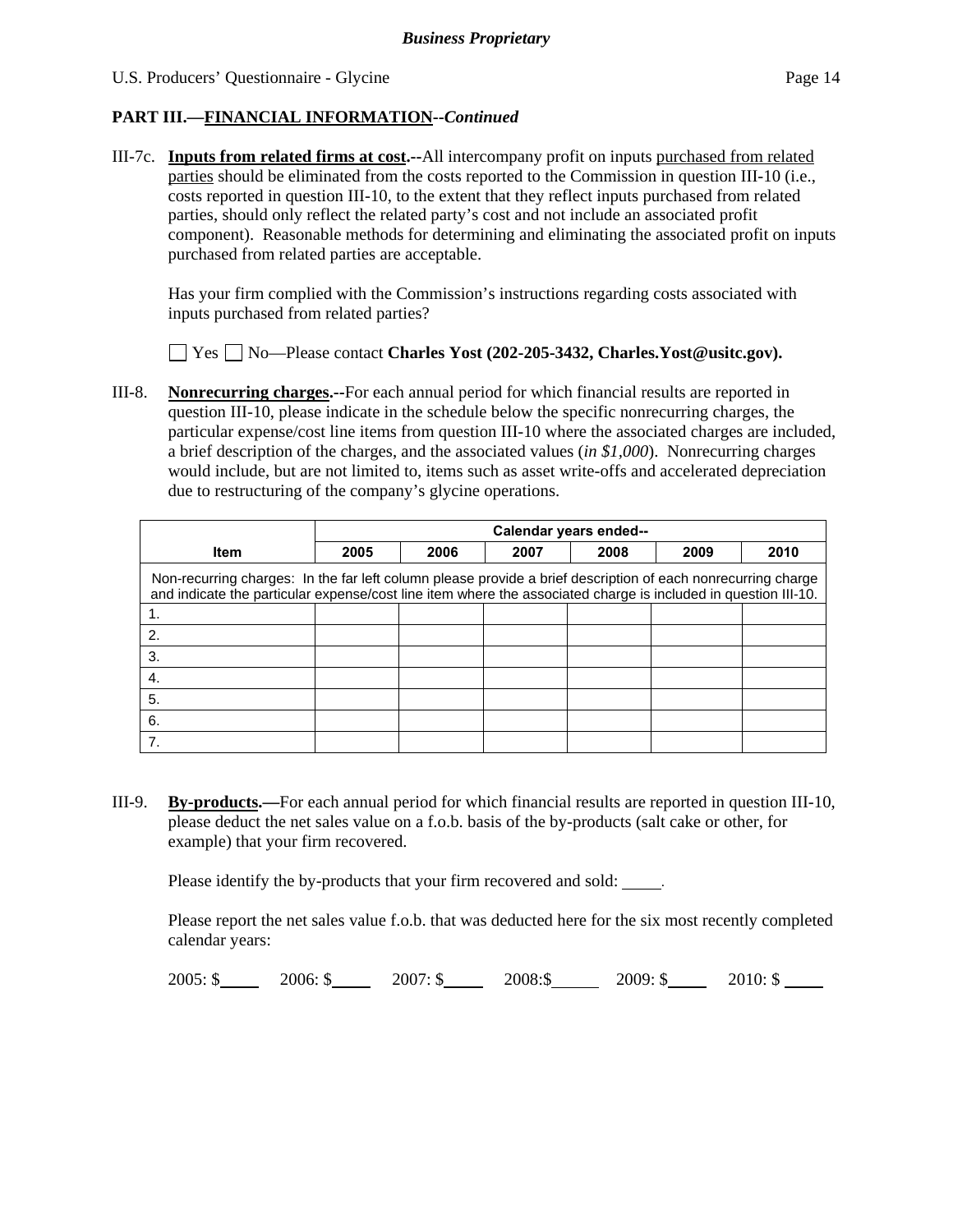**PART III.—FINANCIAL INFORMATION--*Continued***

III-7c. **Inputs from related firms at cost.--**All intercompany profit on inputs purchased from related parties should be eliminated from the costs reported to the Commission in question III-10 (i.e., costs reported in question III-10, to the extent that they reflect inputs purchased from related parties, should only reflect the related party's cost and not include an associated profit component). Reasonable methods for determining and eliminating the associated profit on inputs purchased from related parties are acceptable.

Has your firm complied with the Commission's instructions regarding costs associated with inputs purchased from related parties?

☐ Yes ☐ No—Please contact **Charles Yost (202-205-3432, Charles.Yost@usitc.gov).**

III-8. **Nonrecurring charges.--**For each annual period for which financial results are reported in question III-10, please indicate in the schedule below the specific nonrecurring charges, the particular expense/cost line items from question III-10 where the associated charges are included, a brief description of the charges, and the associated values (*in $1,000*). Nonrecurring charges would include, but are not limited to, items such as asset write-offs and accelerated depreciation due to restructuring of the company's glycine operations.

| Item | Calendar years ended-- | | | | | |
|---|---|---|---|---|---|---|
| | 2005 | 2006 | 2007 | 2008 | 2009 | 2010 |
| Non-recurring charges: In the far left column please provide a brief description of each nonrecurring charge and indicate the particular expense/cost line item where the associated charge is included in question III-10. | | | | | | |
| 1. | | | | | | |
| 2. | | | | | | |
| 3. | | | | | | |
| 4. | | | | | | |
| 5. | | | | | | |
| 6. | | | | | | |
| 7. | | | | | | |

III-9. **By-products.—**For each annual period for which financial results are reported in question III-10, please deduct the net sales value on a f.o.b. basis of the by-products (salt cake or other, for example) that your firm recovered.

Please identify the by-products that your firm recovered and sold: _____.

Please report the net sales value f.o.b. that was deducted here for the six most recently completed calendar years:

2005: $_____ 2006: $_____ 2007: $_____ 2008:$_____ 2009: $_____ 2010: $_____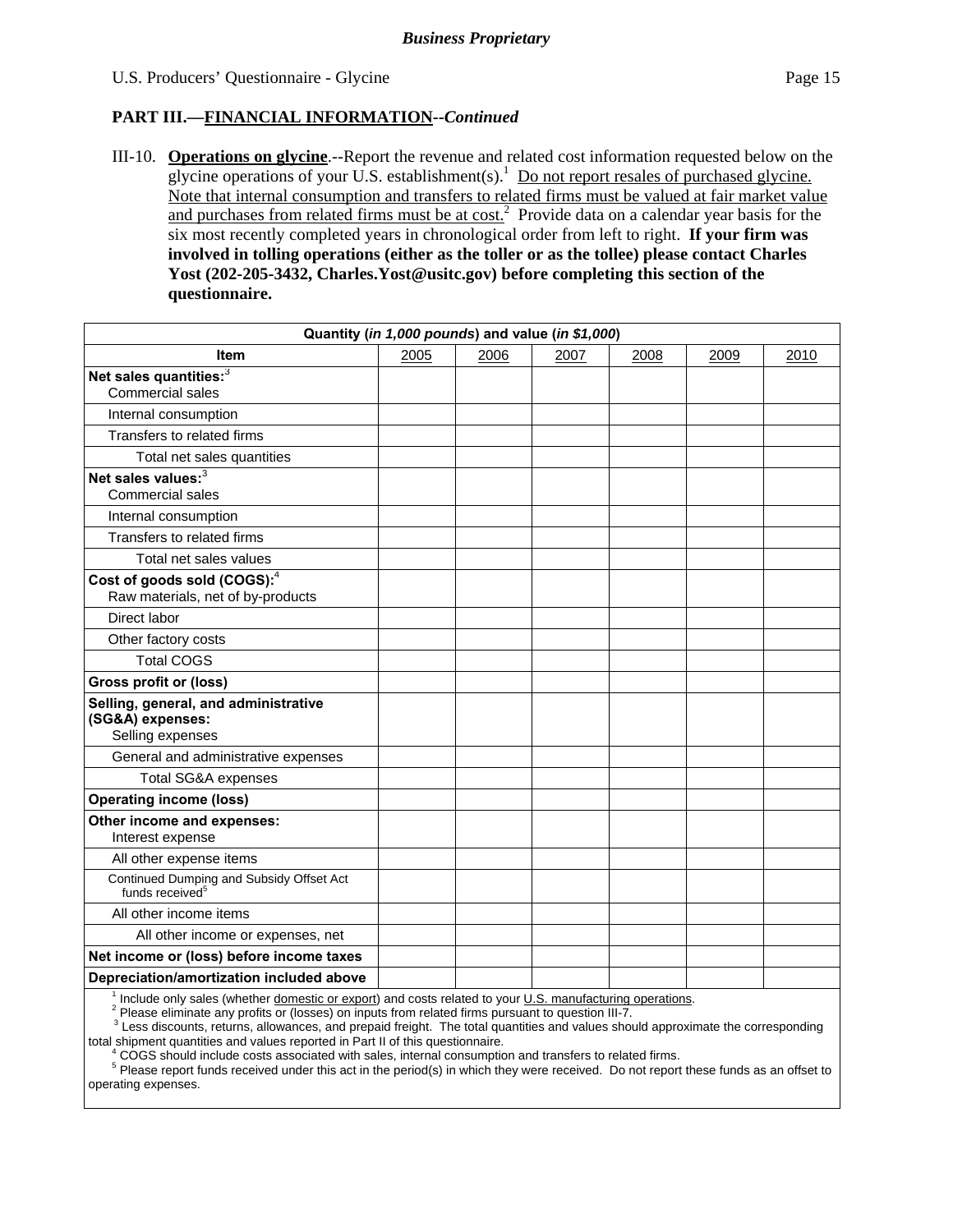*Business Proprietary*

U.S. Producers' Questionnaire - Glycine

**PART III.—FINANCIAL INFORMATION--*Continued***

III-10. **Operations on glycine**.--Report the revenue and related cost information requested below on the glycine operations of your U.S. establishment(s).[1] Do not report resales of purchased glycine. Note that internal consumption and transfers to related firms must be valued at fair market value and purchases from related firms must be at cost.[2] Provide data on a calendar year basis for the six most recently completed years in chronological order from left to right. **If your firm was involved in tolling operations (either as the toller or as the tollee) please contact Charles Yost (202-205-3432, Charles.Yost@usitc.gov) before completing this section of the questionnaire.**

| Quantity (*in 1,000 pounds*) and value (*in $1,000*) | | | | | | |
|---|---|---|---|---|---|---|
| **Item** | 2005 | 2006 | 2007 | 2008 | 2009 | 2010 |
| **Net sales quantities:**[3] Commercial sales | | | | | | |
| Internal consumption | | | | | | |
| Transfers to related firms | | | | | | |
| Total net sales quantities | | | | | | |
| **Net sales values:**[3] Commercial sales | | | | | | |
| Internal consumption | | | | | | |
| Transfers to related firms | | | | | | |
| Total net sales values | | | | | | |
| **Cost of goods sold (COGS):**[4] Raw materials, net of by-products | | | | | | |
| Direct labor | | | | | | |
| Other factory costs | | | | | | |
| Total COGS | | | | | | |
| **Gross profit or (loss)** | | | | | | |
| **Selling, general, and administrative (SG&A) expenses:** Selling expenses | | | | | | |
| General and administrative expenses | | | | | | |
| Total SG&A expenses | | | | | | |
| **Operating income (loss)** | | | | | | |
| **Other income and expenses:** Interest expense | | | | | | |
| All other expense items | | | | | | |
| Continued Dumping and Subsidy Offset Act funds received[5] | | | | | | |
| All other income items | | | | | | |
| All other income or expenses, net | | | | | | |
| **Net income or (loss) before income taxes** | | | | | | |
| **Depreciation/amortization included above** | | | | | | |

[1] Include only sales (whether domestic or export) and costs related to your U.S. manufacturing operations.
[2] Please eliminate any profits or (losses) on inputs from related firms pursuant to question III-7.
[3] Less discounts, returns, allowances, and prepaid freight. The total quantities and values should approximate the corresponding total shipment quantities and values reported in Part II of this questionnaire.
[4] COGS should include costs associated with sales, internal consumption and transfers to related firms.
[5] Please report funds received under this act in the period(s) in which they were received. Do not report these funds as an offset to operating expenses.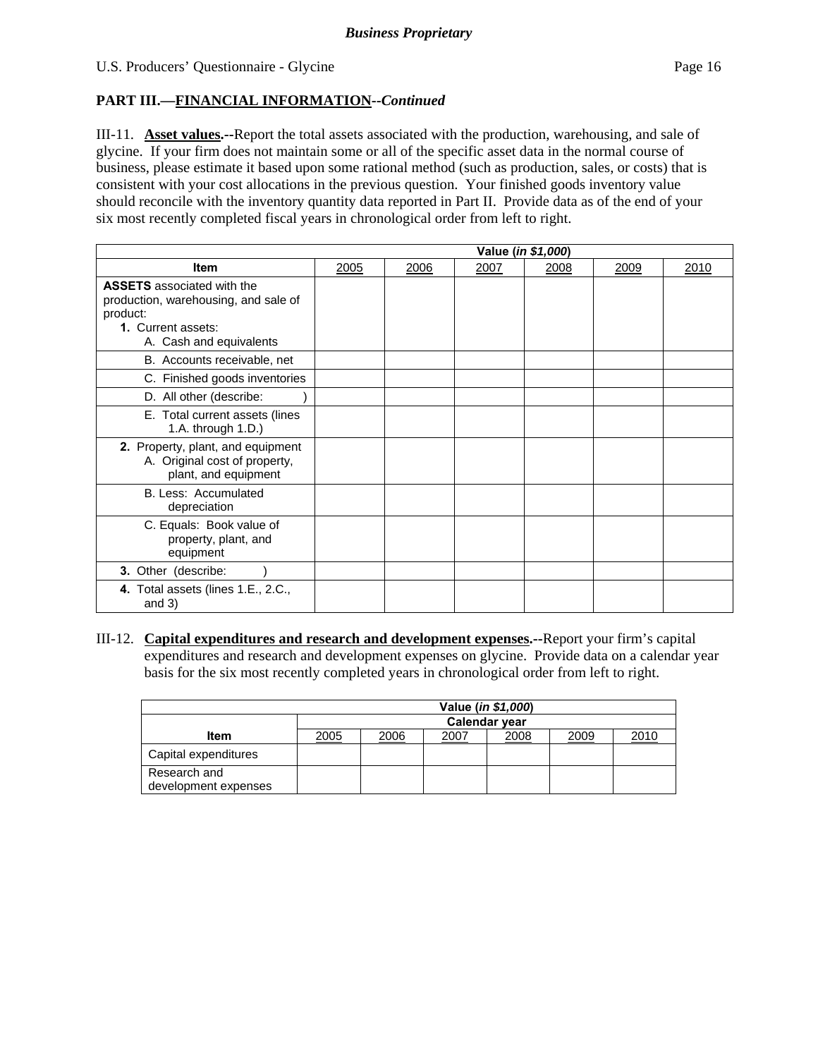*Business Proprietary*

U.S. Producers' Questionnaire - Glycine

## PART III.—FINANCIAL INFORMATION--*Continued*

III-11. **Asset values.--**Report the total assets associated with the production, warehousing, and sale of glycine. If your firm does not maintain some or all of the specific asset data in the normal course of business, please estimate it based upon some rational method (such as production, sales, or costs) that is consistent with your cost allocations in the previous question. Your finished goods inventory value should reconcile with the inventory quantity data reported in Part II. Provide data as of the end of your six most recently completed fiscal years in chronological order from left to right.

| | Value (*in $1,000*) | | | | | |
|---|---|---|---|---|---|---|
| **Item** | 2005 | 2006 | 2007 | 2008 | 2009 | 2010 |
| **ASSETS** associated with the production, warehousing, and sale of product:<br>**1.** Current assets:<br>A. Cash and equivalents | | | | | | |
| B. Accounts receivable, net | | | | | | |
| C. Finished goods inventories | | | | | | |
| D. All other (describe: ) | | | | | | |
| E. Total current assets (lines 1.A. through 1.D.) | | | | | | |
| **2.** Property, plant, and equipment<br>A. Original cost of property, plant, and equipment | | | | | | |
| B. Less: Accumulated depreciation | | | | | | |
| C. Equals: Book value of property, plant, and equipment | | | | | | |
| **3.** Other (describe: ) | | | | | | |
| **4.** Total assets (lines 1.E., 2.C., and 3) | | | | | | |

III-12. **Capital expenditures and research and development expenses.--**Report your firm's capital expenditures and research and development expenses on glycine. Provide data on a calendar year basis for the six most recently completed years in chronological order from left to right.

| | Value (*in $1,000*) | | | | | |
|---|---|---|---|---|---|---|
| | Calendar year | | | | | |
| **Item** | 2005 | 2006 | 2007 | 2008 | 2009 | 2010 |
| Capital expenditures | | | | | | |
| Research and development expenses | | | | | | |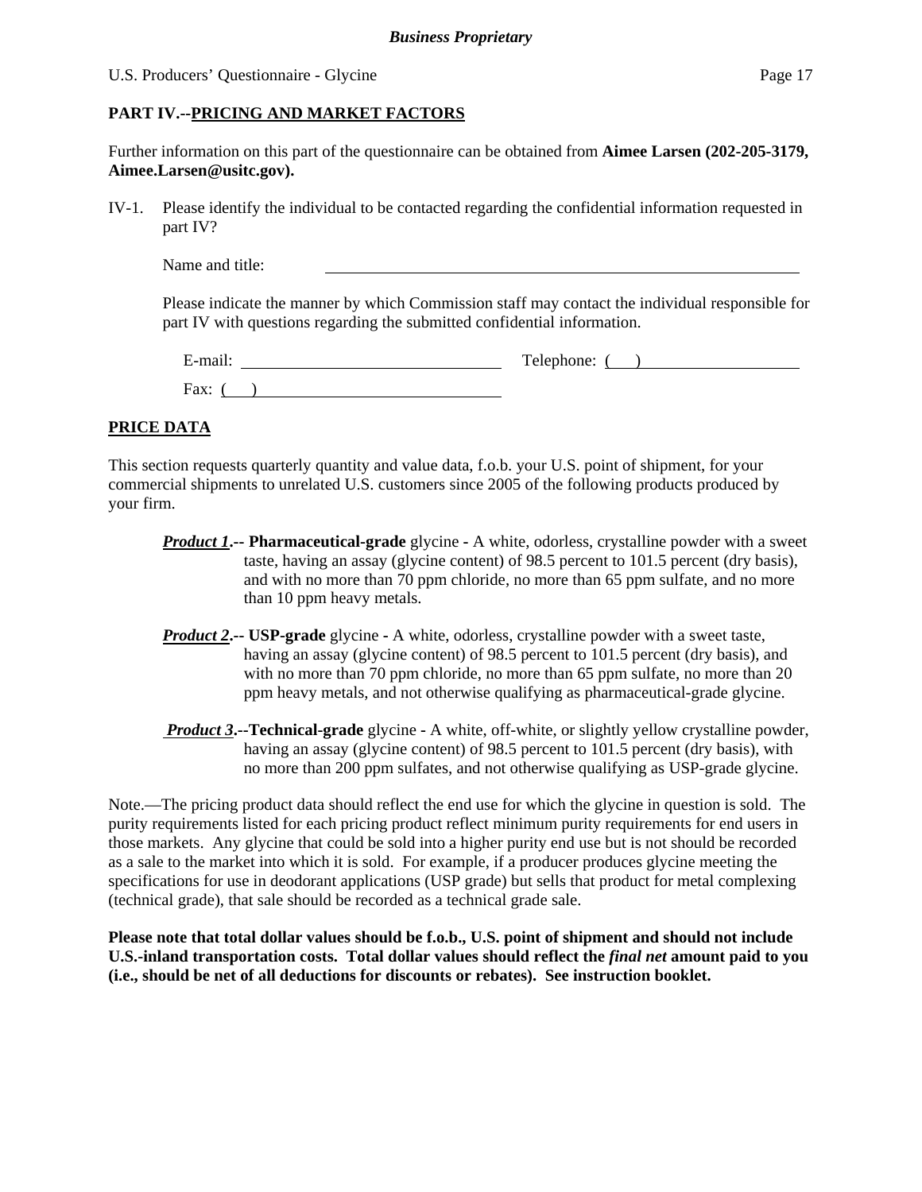## PART IV.--PRICING AND MARKET FACTORS

Further information on this part of the questionnaire can be obtained from **Aimee Larsen (202-205-3179, Aimee.Larsen@usitc.gov).**

IV-1. Please identify the individual to be contacted regarding the confidential information requested in part IV?

Name and title: ____________________________________________

Please indicate the manner by which Commission staff may contact the individual responsible for part IV with questions regarding the submitted confidential information.

E-mail: ______________________ Telephone: ( ) ______________

Fax: ( ) ______________________

## PRICE DATA

This section requests quarterly quantity and value data, f.o.b. your U.S. point of shipment, for your commercial shipments to unrelated U.S. customers since 2005 of the following products produced by your firm.

***Product 1***.-- **Pharmaceutical-grade** glycine - A white, odorless, crystalline powder with a sweet taste, having an assay (glycine content) of 98.5 percent to 101.5 percent (dry basis), and with no more than 70 ppm chloride, no more than 65 ppm sulfate, and no more than 10 ppm heavy metals.

***Product 2***.-- **USP-grade** glycine - A white, odorless, crystalline powder with a sweet taste, having an assay (glycine content) of 98.5 percent to 101.5 percent (dry basis), and with no more than 70 ppm chloride, no more than 65 ppm sulfate, no more than 20 ppm heavy metals, and not otherwise qualifying as pharmaceutical-grade glycine.

***Product 3***.--**Technical-grade** glycine - A white, off-white, or slightly yellow crystalline powder, having an assay (glycine content) of 98.5 percent to 101.5 percent (dry basis), with no more than 200 ppm sulfates, and not otherwise qualifying as USP-grade glycine.

Note.—The pricing product data should reflect the end use for which the glycine in question is sold. The purity requirements listed for each pricing product reflect minimum purity requirements for end users in those markets. Any glycine that could be sold into a higher purity end use but is not should be recorded as a sale to the market into which it is sold. For example, if a producer produces glycine meeting the specifications for use in deodorant applications (USP grade) but sells that product for metal complexing (technical grade), that sale should be recorded as a technical grade sale.

**Please note that total dollar values should be f.o.b., U.S. point of shipment and should not include U.S.-inland transportation costs. Total dollar values should reflect the *final net* amount paid to you (i.e., should be net of all deductions for discounts or rebates). See instruction booklet.**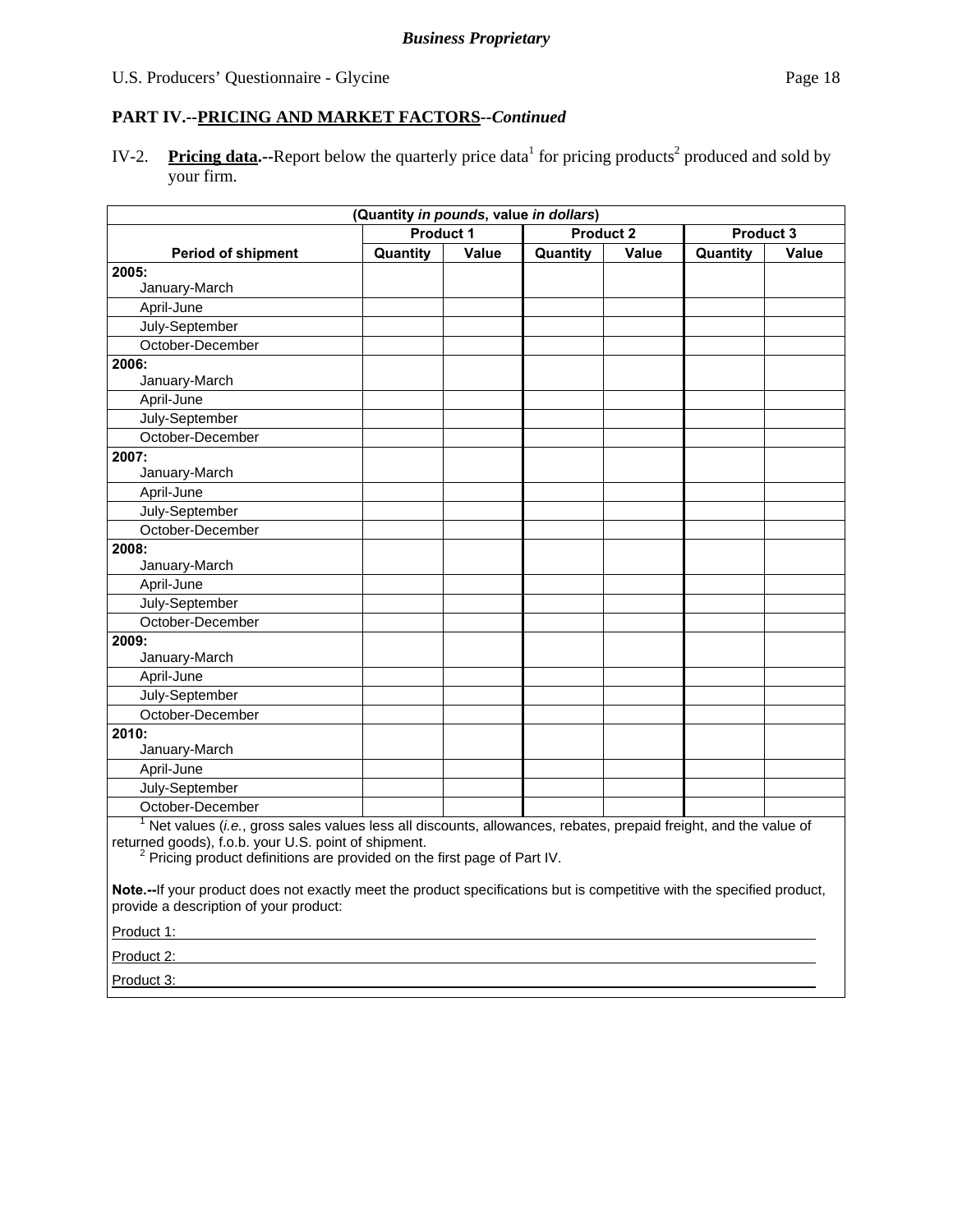**Business Proprietary**

**PART IV.--PRICING AND MARKET FACTORS--*Continued***

IV-2. **Pricing data.--**Report below the quarterly price data[1] for pricing products[2] produced and sold by your firm.

| (Quantity *in pounds*, value *in dollars*) | | | | | | |
|---|---|---|---|---|---|---|
| | Product 1 | | Product 2 | | Product 3 | |
| Period of shipment | Quantity | Value | Quantity | Value | Quantity | Value |
| **2005:** January-March | | | | | | |
| April-June | | | | | | |
| July-September | | | | | | |
| October-December | | | | | | |
| **2006:** January-March | | | | | | |
| April-June | | | | | | |
| July-September | | | | | | |
| October-December | | | | | | |
| **2007:** January-March | | | | | | |
| April-June | | | | | | |
| July-September | | | | | | |
| October-December | | | | | | |
| **2008:** January-March | | | | | | |
| April-June | | | | | | |
| July-September | | | | | | |
| October-December | | | | | | |
| **2009:** January-March | | | | | | |
| April-June | | | | | | |
| July-September | | | | | | |
| October-December | | | | | | |
| **2010:** January-March | | | | | | |
| April-June | | | | | | |
| July-September | | | | | | |
| October-December | | | | | | |

[1] Net values (*i.e.*, gross sales values less all discounts, allowances, rebates, prepaid freight, and the value of returned goods), f.o.b. your U.S. point of shipment.
[2] Pricing product definitions are provided on the first page of Part IV.

**Note.--**If your product does not exactly meet the product specifications but is competitive with the specified product, provide a description of your product:

Product 1: ______________________________

Product 2: ______________________________

Product 3: ______________________________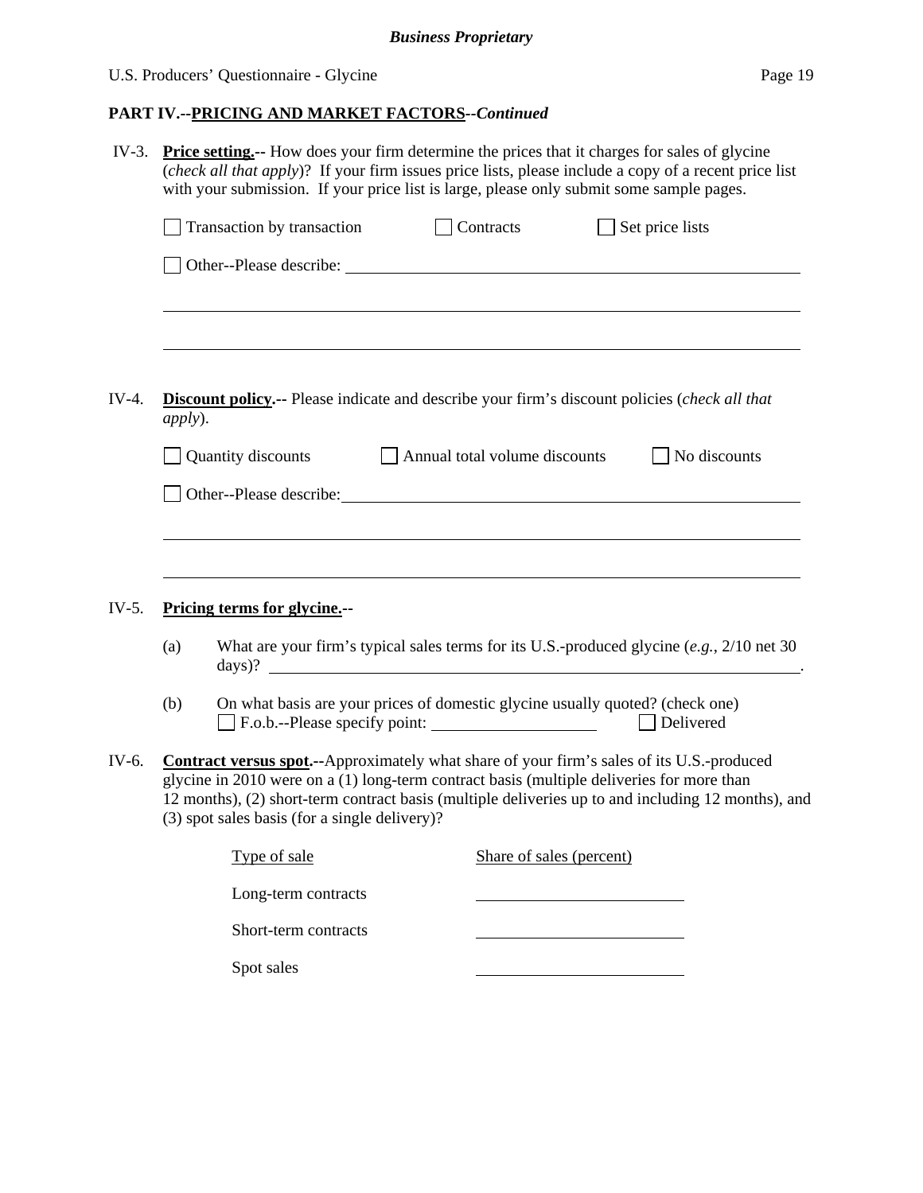## PART IV.--PRICING AND MARKET FACTORS--*Continued*

IV-3. **Price setting.--** How does your firm determine the prices that it charges for sales of glycine (*check all that apply*)? If your firm issues price lists, please include a copy of a recent price list with your submission. If your price list is large, please only submit some sample pages.

☐ Transaction by transaction ☐ Contracts ☐ Set price lists

☐ Other--Please describe: ______________________________________________

______________________________________________________________________

______________________________________________________________________

IV-4. **Discount policy.--** Please indicate and describe your firm's discount policies (*check all that apply*).

☐ Quantity discounts ☐ Annual total volume discounts ☐ No discounts

☐ Other--Please describe: ______________________________________________

______________________________________________________________________

______________________________________________________________________

IV-5. **Pricing terms for glycine.--**

(a) What are your firm's typical sales terms for its U.S.-produced glycine (*e.g.*, 2/10 net 30 days)? ______________________________________________.

(b) On what basis are your prices of domestic glycine usually quoted? (check one)
☐ F.o.b.--Please specify point: ____________________ ☐ Delivered

IV-6. **Contract versus spot.--**Approximately what share of your firm's sales of its U.S.-produced glycine in 2010 were on a (1) long-term contract basis (multiple deliveries for more than 12 months), (2) short-term contract basis (multiple deliveries up to and including 12 months), and (3) spot sales basis (for a single delivery)?

| Type of sale | Share of sales (percent) |
|---|---|
| Long-term contracts | |
| Short-term contracts | |
| Spot sales | |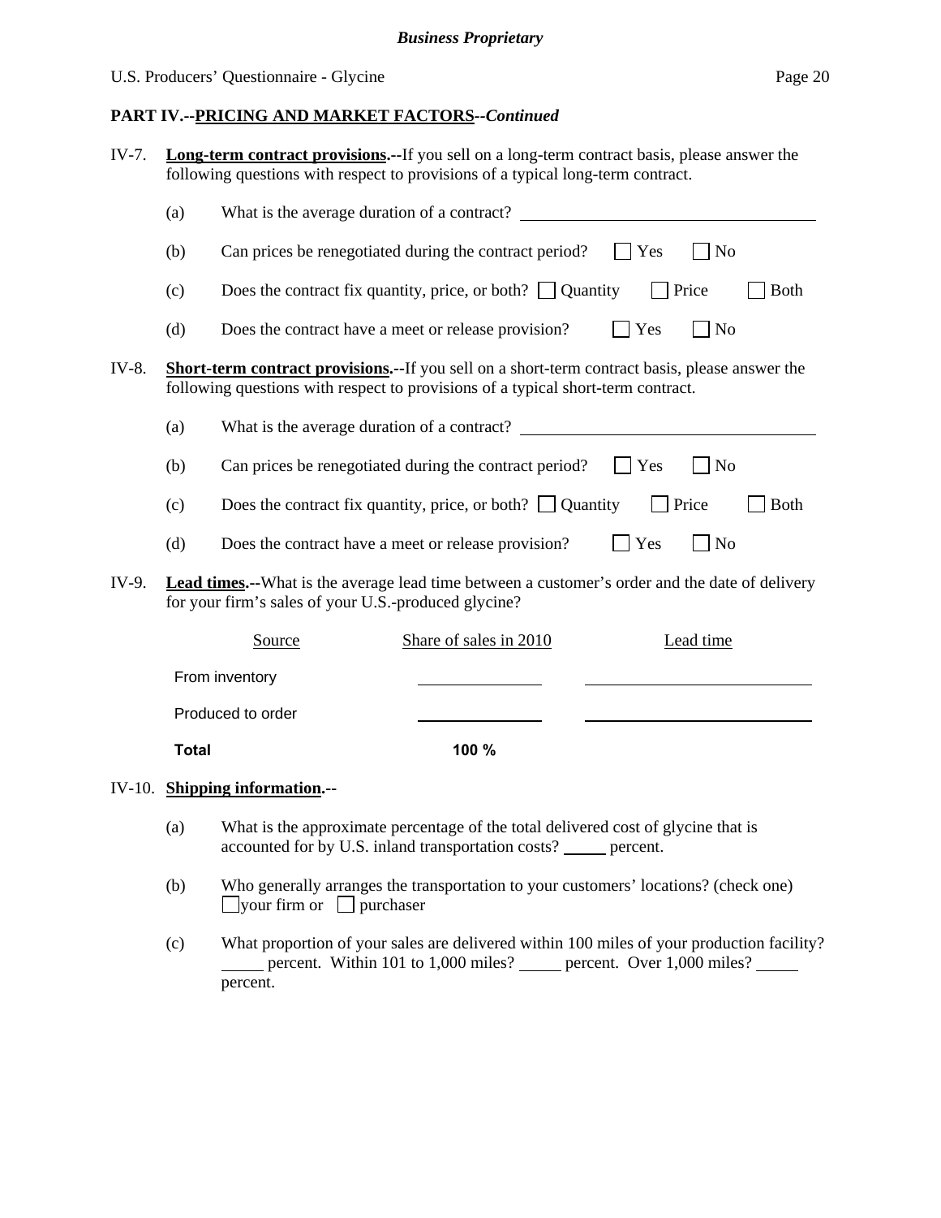**PART IV.--PRICING AND MARKET FACTORS--*Continued***

IV-7. **Long-term contract provisions.--**If you sell on a long-term contract basis, please answer the following questions with respect to provisions of a typical long-term contract.

(a) What is the average duration of a contract? ____________________

(b) Can prices be renegotiated during the contract period? ☐ Yes ☐ No

(c) Does the contract fix quantity, price, or both? ☐ Quantity ☐ Price ☐ Both

(d) Does the contract have a meet or release provision? ☐ Yes ☐ No

IV-8. **Short-term contract provisions.--**If you sell on a short-term contract basis, please answer the following questions with respect to provisions of a typical short-term contract.

(a) What is the average duration of a contract? ____________________

(b) Can prices be renegotiated during the contract period? ☐ Yes ☐ No

(c) Does the contract fix quantity, price, or both? ☐ Quantity ☐ Price ☐ Both

(d) Does the contract have a meet or release provision? ☐ Yes ☐ No

IV-9. **Lead times.--**What is the average lead time between a customer's order and the date of delivery for your firm's sales of your U.S.-produced glycine?

| Source | Share of sales in 2010 | Lead time |
|---|---|---|
| From inventory | ______ | ______ |
| Produced to order | ______ | ______ |
| **Total** | **100 %** | |

IV-10. **Shipping information.--**

(a) What is the approximate percentage of the total delivered cost of glycine that is accounted for by U.S. inland transportation costs? _____ percent.

(b) Who generally arranges the transportation to your customers' locations? (check one)
☐ your firm or ☐ purchaser

(c) What proportion of your sales are delivered within 100 miles of your production facility? _____ percent. Within 101 to 1,000 miles? _____ percent. Over 1,000 miles? _____ percent.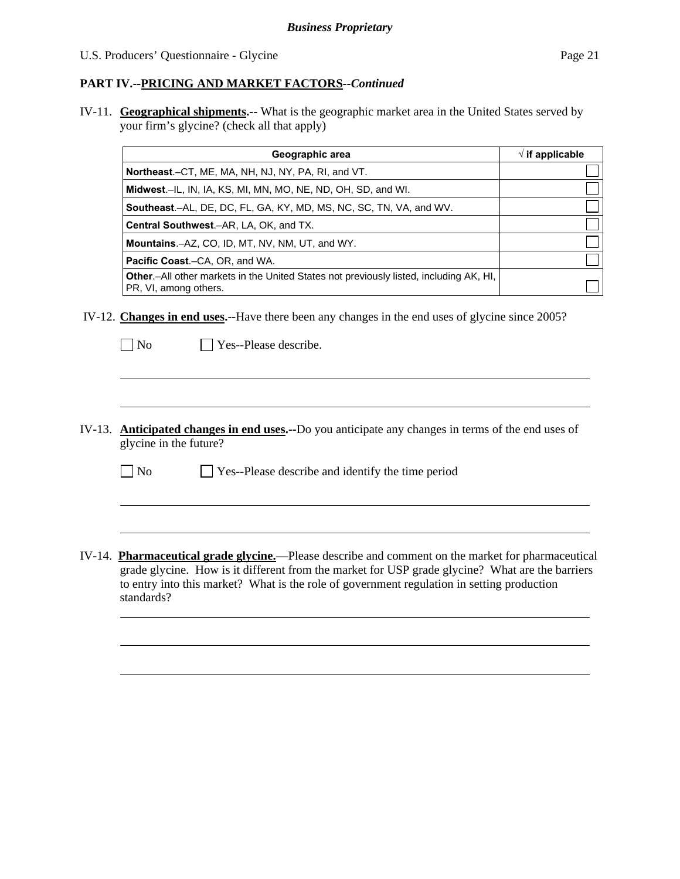**PART IV.--PRICING AND MARKET FACTORS--*Continued***

IV-11. **Geographical shipments.--** What is the geographic market area in the United States served by your firm's glycine? (check all that apply)

| Geographic area | √ if applicable |
|---|---|
| **Northeast**.–CT, ME, MA, NH, NJ, NY, PA, RI, and VT. | ☐ |
| **Midwest**.–IL, IN, IA, KS, MI, MN, MO, NE, ND, OH, SD, and WI. | ☐ |
| **Southeast**.–AL, DE, DC, FL, GA, KY, MD, MS, NC, SC, TN, VA, and WV. | ☐ |
| **Central Southwest**.–AR, LA, OK, and TX. | ☐ |
| **Mountains**.–AZ, CO, ID, MT, NV, NM, UT, and WY. | ☐ |
| **Pacific Coast**.–CA, OR, and WA. | ☐ |
| **Other**.–All other markets in the United States not previously listed, including AK, HI, PR, VI, among others. | ☐ |

IV-12. **Changes in end uses.--**Have there been any changes in the end uses of glycine since 2005?

☐ No ☐ Yes--Please describe.

\_\_\_\_\_\_\_\_\_\_\_\_\_\_\_\_\_\_\_\_\_\_\_\_\_\_\_\_\_\_\_\_\_\_\_\_\_\_\_\_\_\_\_\_\_\_\_\_\_\_\_\_\_\_\_\_\_\_\_\_

\_\_\_\_\_\_\_\_\_\_\_\_\_\_\_\_\_\_\_\_\_\_\_\_\_\_\_\_\_\_\_\_\_\_\_\_\_\_\_\_\_\_\_\_\_\_\_\_\_\_\_\_\_\_\_\_\_\_\_\_

IV-13. **Anticipated changes in end uses.--**Do you anticipate any changes in terms of the end uses of glycine in the future?

☐ No ☐ Yes--Please describe and identify the time period

\_\_\_\_\_\_\_\_\_\_\_\_\_\_\_\_\_\_\_\_\_\_\_\_\_\_\_\_\_\_\_\_\_\_\_\_\_\_\_\_\_\_\_\_\_\_\_\_\_\_\_\_\_\_\_\_\_\_\_\_

\_\_\_\_\_\_\_\_\_\_\_\_\_\_\_\_\_\_\_\_\_\_\_\_\_\_\_\_\_\_\_\_\_\_\_\_\_\_\_\_\_\_\_\_\_\_\_\_\_\_\_\_\_\_\_\_\_\_\_\_

IV-14. **Pharmaceutical grade glycine.**—Please describe and comment on the market for pharmaceutical grade glycine. How is it different from the market for USP grade glycine? What are the barriers to entry into this market? What is the role of government regulation in setting production standards?

\_\_\_\_\_\_\_\_\_\_\_\_\_\_\_\_\_\_\_\_\_\_\_\_\_\_\_\_\_\_\_\_\_\_\_\_\_\_\_\_\_\_\_\_\_\_\_\_\_\_\_\_\_\_\_\_\_\_\_\_

\_\_\_\_\_\_\_\_\_\_\_\_\_\_\_\_\_\_\_\_\_\_\_\_\_\_\_\_\_\_\_\_\_\_\_\_\_\_\_\_\_\_\_\_\_\_\_\_\_\_\_\_\_\_\_\_\_\_\_\_

\_\_\_\_\_\_\_\_\_\_\_\_\_\_\_\_\_\_\_\_\_\_\_\_\_\_\_\_\_\_\_\_\_\_\_\_\_\_\_\_\_\_\_\_\_\_\_\_\_\_\_\_\_\_\_\_\_\_\_\_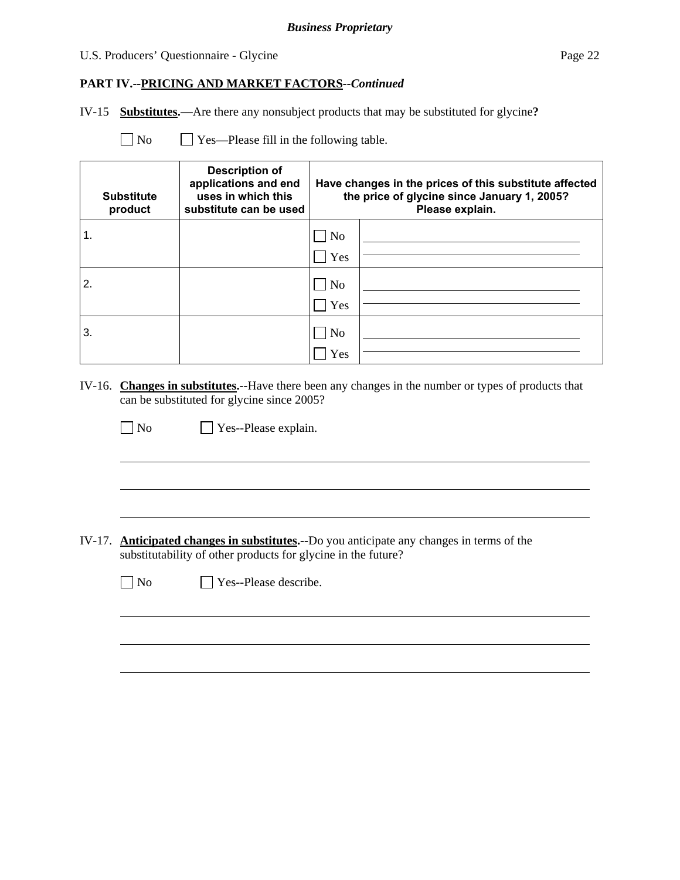**PART IV.--PRICING AND MARKET FACTORS--*Continued***

IV-15 **Substitutes.—**Are there any nonsubject products that may be substituted for glycine**?**

☐ No ☐ Yes—Please fill in the following table.

| Substitute product | Description of applications and end uses in which this substitute can be used | Have changes in the prices of this substitute affected the price of glycine since January 1, 2005? Please explain. | |
|---|---|---|---|
| 1. | | ☐ No<br>☐ Yes | |
| 2. | | ☐ No<br>☐ Yes | |
| 3. | | ☐ No<br>☐ Yes | |

IV-16. **Changes in substitutes.--**Have there been any changes in the number or types of products that can be substituted for glycine since 2005?

☐ No ☐ Yes--Please explain.

IV-17. **Anticipated changes in substitutes.--**Do you anticipate any changes in terms of the substitutability of other products for glycine in the future?

☐ No ☐ Yes--Please describe.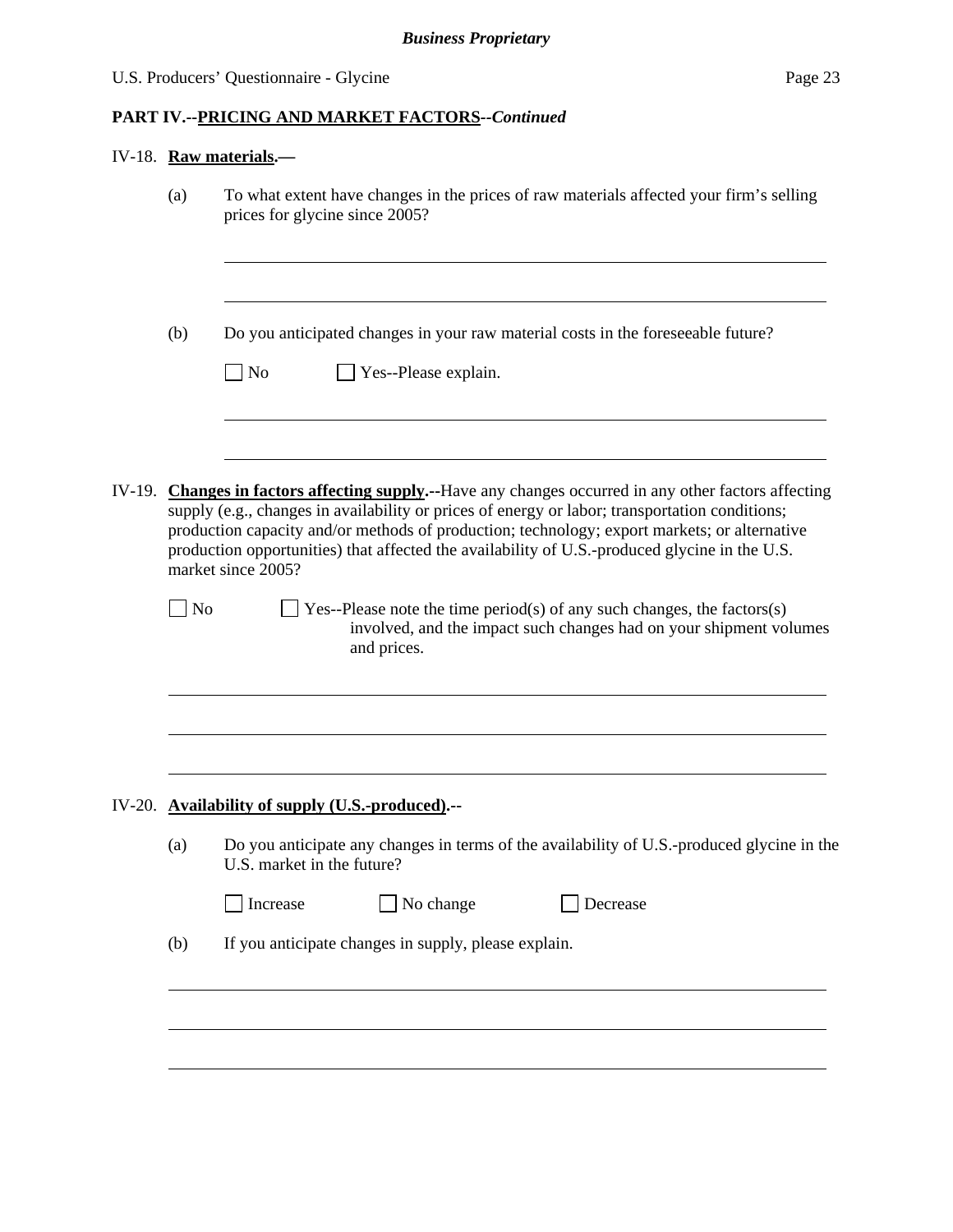**PART IV.--PRICING AND MARKET FACTORS--*Continued***

IV-18. **Raw materials.—**

(a) To what extent have changes in the prices of raw materials affected your firm's selling prices for glycine since 2005?

______________________________________________________________________

______________________________________________________________________

(b) Do you anticipated changes in your raw material costs in the foreseeable future?

☐ No ☐ Yes--Please explain.

______________________________________________________________________

______________________________________________________________________

IV-19. **Changes in factors affecting supply.--**Have any changes occurred in any other factors affecting supply (e.g., changes in availability or prices of energy or labor; transportation conditions; production capacity and/or methods of production; technology; export markets; or alternative production opportunities) that affected the availability of U.S.-produced glycine in the U.S. market since 2005?

☐ No ☐ Yes--Please note the time period(s) of any such changes, the factors(s) involved, and the impact such changes had on your shipment volumes and prices.

______________________________________________________________________

______________________________________________________________________

______________________________________________________________________

IV-20. **Availability of supply (U.S.-produced).--**

(a) Do you anticipate any changes in terms of the availability of U.S.-produced glycine in the U.S. market in the future?

☐ Increase ☐ No change ☐ Decrease

(b) If you anticipate changes in supply, please explain.

______________________________________________________________________

______________________________________________________________________

______________________________________________________________________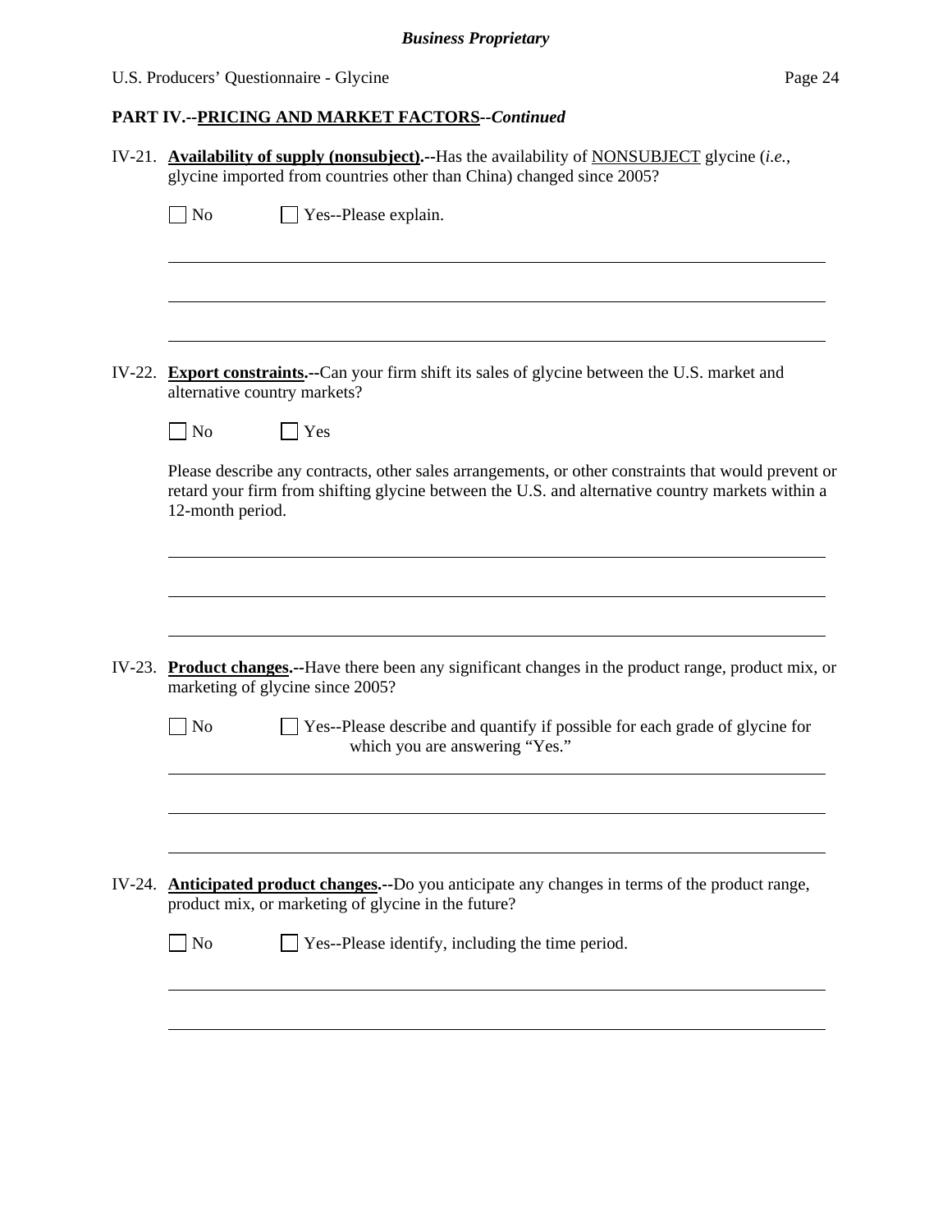## PART IV.--PRICING AND MARKET FACTORS--*Continued*

IV-21. **Availability of supply (nonsubject).**--Has the availability of NONSUBJECT glycine (*i.e.*, glycine imported from countries other than China) changed since 2005?

☐ No ☐ Yes--Please explain.

\_\_\_\_\_\_\_\_\_\_\_\_\_\_\_\_\_\_\_\_\_\_\_\_\_\_\_\_\_\_\_\_\_\_\_\_\_\_\_\_\_\_\_\_\_\_\_\_\_\_\_\_\_\_\_\_\_\_\_\_\_\_\_\_\_\_\_\_\_\_

\_\_\_\_\_\_\_\_\_\_\_\_\_\_\_\_\_\_\_\_\_\_\_\_\_\_\_\_\_\_\_\_\_\_\_\_\_\_\_\_\_\_\_\_\_\_\_\_\_\_\_\_\_\_\_\_\_\_\_\_\_\_\_\_\_\_\_\_\_\_

\_\_\_\_\_\_\_\_\_\_\_\_\_\_\_\_\_\_\_\_\_\_\_\_\_\_\_\_\_\_\_\_\_\_\_\_\_\_\_\_\_\_\_\_\_\_\_\_\_\_\_\_\_\_\_\_\_\_\_\_\_\_\_\_\_\_\_\_\_\_

IV-22. **Export constraints.**--Can your firm shift its sales of glycine between the U.S. market and alternative country markets?

☐ No ☐ Yes

Please describe any contracts, other sales arrangements, or other constraints that would prevent or retard your firm from shifting glycine between the U.S. and alternative country markets within a 12-month period.

\_\_\_\_\_\_\_\_\_\_\_\_\_\_\_\_\_\_\_\_\_\_\_\_\_\_\_\_\_\_\_\_\_\_\_\_\_\_\_\_\_\_\_\_\_\_\_\_\_\_\_\_\_\_\_\_\_\_\_\_\_\_\_\_\_\_\_\_\_\_

\_\_\_\_\_\_\_\_\_\_\_\_\_\_\_\_\_\_\_\_\_\_\_\_\_\_\_\_\_\_\_\_\_\_\_\_\_\_\_\_\_\_\_\_\_\_\_\_\_\_\_\_\_\_\_\_\_\_\_\_\_\_\_\_\_\_\_\_\_\_

\_\_\_\_\_\_\_\_\_\_\_\_\_\_\_\_\_\_\_\_\_\_\_\_\_\_\_\_\_\_\_\_\_\_\_\_\_\_\_\_\_\_\_\_\_\_\_\_\_\_\_\_\_\_\_\_\_\_\_\_\_\_\_\_\_\_\_\_\_\_

IV-23. **Product changes.**--Have there been any significant changes in the product range, product mix, or marketing of glycine since 2005?

☐ No ☐ Yes--Please describe and quantify if possible for each grade of glycine for which you are answering "Yes."

\_\_\_\_\_\_\_\_\_\_\_\_\_\_\_\_\_\_\_\_\_\_\_\_\_\_\_\_\_\_\_\_\_\_\_\_\_\_\_\_\_\_\_\_\_\_\_\_\_\_\_\_\_\_\_\_\_\_\_\_\_\_\_\_\_\_\_\_\_\_

\_\_\_\_\_\_\_\_\_\_\_\_\_\_\_\_\_\_\_\_\_\_\_\_\_\_\_\_\_\_\_\_\_\_\_\_\_\_\_\_\_\_\_\_\_\_\_\_\_\_\_\_\_\_\_\_\_\_\_\_\_\_\_\_\_\_\_\_\_\_

\_\_\_\_\_\_\_\_\_\_\_\_\_\_\_\_\_\_\_\_\_\_\_\_\_\_\_\_\_\_\_\_\_\_\_\_\_\_\_\_\_\_\_\_\_\_\_\_\_\_\_\_\_\_\_\_\_\_\_\_\_\_\_\_\_\_\_\_\_\_

IV-24. **Anticipated product changes.**--Do you anticipate any changes in terms of the product range, product mix, or marketing of glycine in the future?

☐ No ☐ Yes--Please identify, including the time period.

\_\_\_\_\_\_\_\_\_\_\_\_\_\_\_\_\_\_\_\_\_\_\_\_\_\_\_\_\_\_\_\_\_\_\_\_\_\_\_\_\_\_\_\_\_\_\_\_\_\_\_\_\_\_\_\_\_\_\_\_\_\_\_\_\_\_\_\_\_\_

\_\_\_\_\_\_\_\_\_\_\_\_\_\_\_\_\_\_\_\_\_\_\_\_\_\_\_\_\_\_\_\_\_\_\_\_\_\_\_\_\_\_\_\_\_\_\_\_\_\_\_\_\_\_\_\_\_\_\_\_\_\_\_\_\_\_\_\_\_\_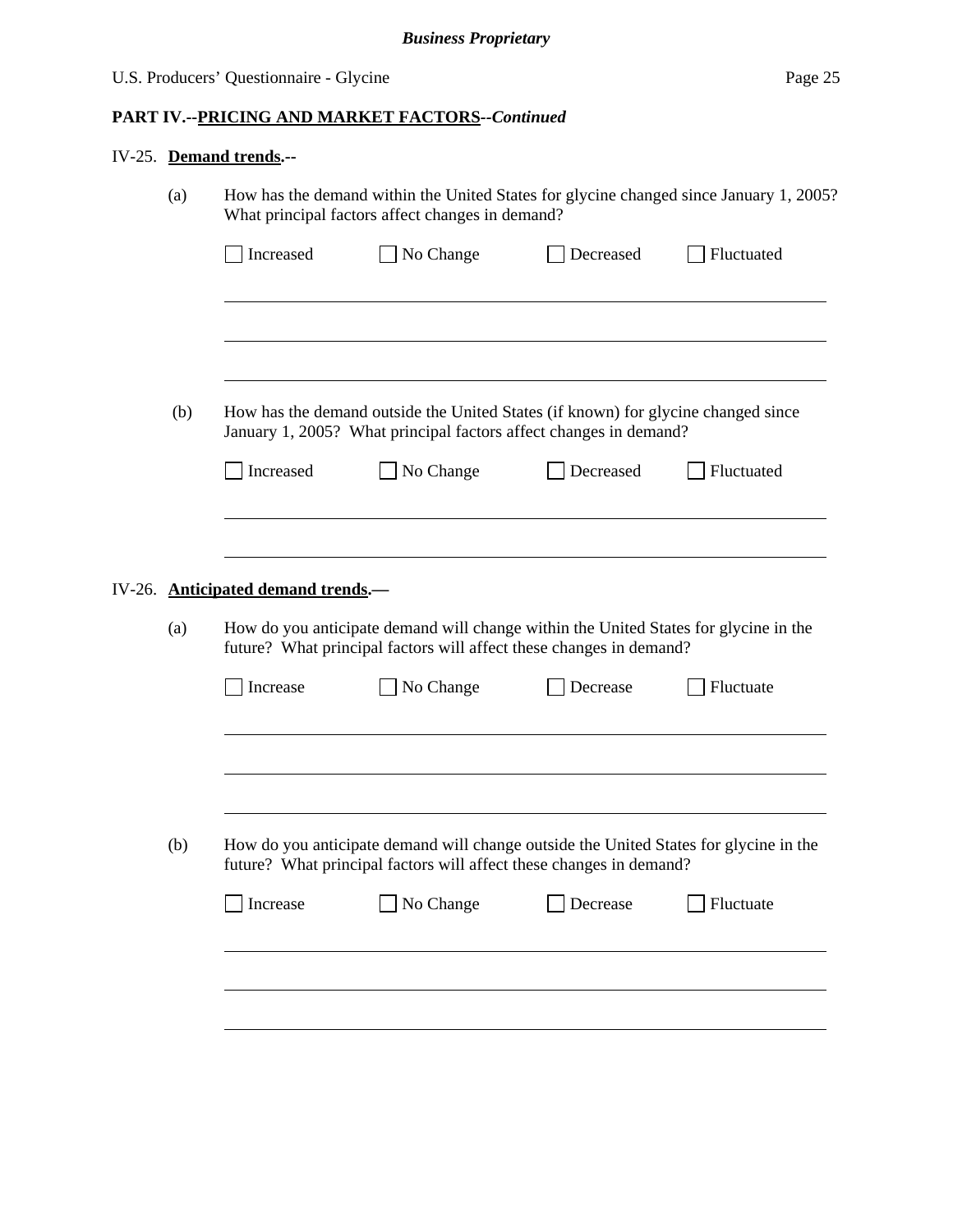**PART IV.--PRICING AND MARKET FACTORS--*Continued***

IV-25. **Demand trends.--**

(a) How has the demand within the United States for glycine changed since January 1, 2005? What principal factors affect changes in demand?

☐ Increased ☐ No Change ☐ Decreased ☐ Fluctuated

______________________________________________________________________

______________________________________________________________________

______________________________________________________________________

(b) How has the demand outside the United States (if known) for glycine changed since January 1, 2005? What principal factors affect changes in demand?

☐ Increased ☐ No Change ☐ Decreased ☐ Fluctuated

______________________________________________________________________

______________________________________________________________________

IV-26. **Anticipated demand trends.—**

(a) How do you anticipate demand will change within the United States for glycine in the future? What principal factors will affect these changes in demand?

☐ Increase ☐ No Change ☐ Decrease ☐ Fluctuate

______________________________________________________________________

______________________________________________________________________

______________________________________________________________________

(b) How do you anticipate demand will change outside the United States for glycine in the future? What principal factors will affect these changes in demand?

☐ Increase ☐ No Change ☐ Decrease ☐ Fluctuate

______________________________________________________________________

______________________________________________________________________

______________________________________________________________________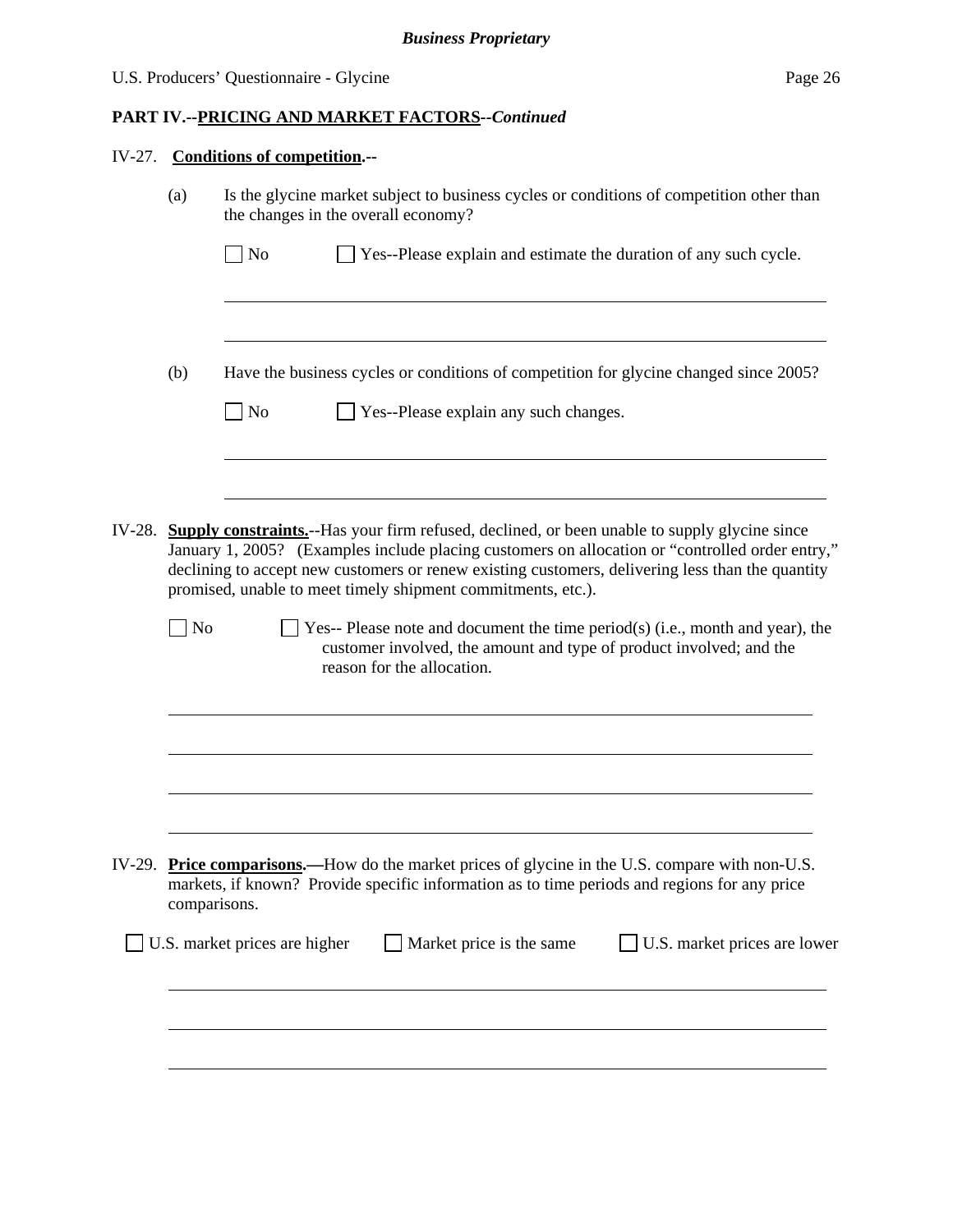**PART IV.--PRICING AND MARKET FACTORS--*Continued***

IV-27. **Conditions of competition.--**

(a) Is the glycine market subject to business cycles or conditions of competition other than the changes in the overall economy?

☐ No ☐ Yes--Please explain and estimate the duration of any such cycle.

______________________________________________________________________

______________________________________________________________________

(b) Have the business cycles or conditions of competition for glycine changed since 2005?

☐ No ☐ Yes--Please explain any such changes.

______________________________________________________________________

______________________________________________________________________

IV-28. **Supply constraints.**--Has your firm refused, declined, or been unable to supply glycine since January 1, 2005? (Examples include placing customers on allocation or "controlled order entry," declining to accept new customers or renew existing customers, delivering less than the quantity promised, unable to meet timely shipment commitments, etc.).

☐ No ☐ Yes-- Please note and document the time period(s) (i.e., month and year), the customer involved, the amount and type of product involved; and the reason for the allocation.

______________________________________________________________________

______________________________________________________________________

______________________________________________________________________

______________________________________________________________________

IV-29. **Price comparisons.**—How do the market prices of glycine in the U.S. compare with non-U.S. markets, if known? Provide specific information as to time periods and regions for any price comparisons.

☐ U.S. market prices are higher ☐ Market price is the same ☐ U.S. market prices are lower

______________________________________________________________________

______________________________________________________________________

______________________________________________________________________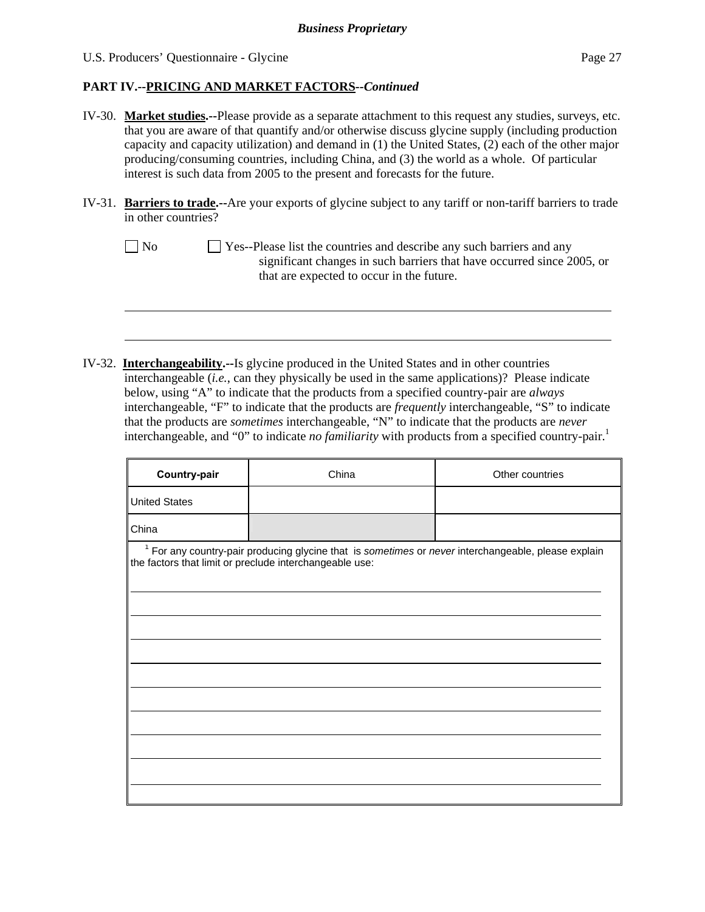**PART IV.--PRICING AND MARKET FACTORS--*Continued***

IV-30. **Market studies.--**Please provide as a separate attachment to this request any studies, surveys, etc. that you are aware of that quantify and/or otherwise discuss glycine supply (including production capacity and capacity utilization) and demand in (1) the United States, (2) each of the other major producing/consuming countries, including China, and (3) the world as a whole. Of particular interest is such data from 2005 to the present and forecasts for the future.

IV-31. **Barriers to trade.--**Are your exports of glycine subject to any tariff or non-tariff barriers to trade in other countries?

☐ No ☐ Yes--Please list the countries and describe any such barriers and any significant changes in such barriers that have occurred since 2005, or that are expected to occur in the future.

\_\_\_\_\_\_\_\_\_\_\_\_\_\_\_\_\_\_\_\_\_\_\_\_\_\_\_\_\_\_\_\_\_\_\_\_\_\_\_\_\_\_\_\_\_\_\_\_\_\_\_\_\_\_\_\_\_\_\_\_\_\_\_\_\_\_\_\_\_\_\_\_

\_\_\_\_\_\_\_\_\_\_\_\_\_\_\_\_\_\_\_\_\_\_\_\_\_\_\_\_\_\_\_\_\_\_\_\_\_\_\_\_\_\_\_\_\_\_\_\_\_\_\_\_\_\_\_\_\_\_\_\_\_\_\_\_\_\_\_\_\_\_\_\_

IV-32. **Interchangeability.--**Is glycine produced in the United States and in other countries interchangeable (*i.e.*, can they physically be used in the same applications)? Please indicate below, using "A" to indicate that the products from a specified country-pair are *always* interchangeable, "F" to indicate that the products are *frequently* interchangeable, "S" to indicate that the products are *sometimes* interchangeable, "N" to indicate that the products are *never* interchangeable, and "0" to indicate *no familiarity* with products from a specified country-pair.[1]

| **Country-pair** | China | Other countries |
|---|---|---|
| United States | | |
| China | | |

[1] For any country-pair producing glycine that is *sometimes* or *never* interchangeable, please explain the factors that limit or preclude interchangeable use:

\_\_\_\_\_\_\_\_\_\_\_\_\_\_\_\_\_\_\_\_\_\_\_\_\_\_\_\_\_\_\_\_\_\_\_\_\_\_\_\_\_\_\_\_\_\_\_\_\_\_\_\_\_\_\_\_\_\_\_\_\_\_\_\_\_\_\_\_\_\_\_\_

\_\_\_\_\_\_\_\_\_\_\_\_\_\_\_\_\_\_\_\_\_\_\_\_\_\_\_\_\_\_\_\_\_\_\_\_\_\_\_\_\_\_\_\_\_\_\_\_\_\_\_\_\_\_\_\_\_\_\_\_\_\_\_\_\_\_\_\_\_\_\_\_

\_\_\_\_\_\_\_\_\_\_\_\_\_\_\_\_\_\_\_\_\_\_\_\_\_\_\_\_\_\_\_\_\_\_\_\_\_\_\_\_\_\_\_\_\_\_\_\_\_\_\_\_\_\_\_\_\_\_\_\_\_\_\_\_\_\_\_\_\_\_\_\_

\_\_\_\_\_\_\_\_\_\_\_\_\_\_\_\_\_\_\_\_\_\_\_\_\_\_\_\_\_\_\_\_\_\_\_\_\_\_\_\_\_\_\_\_\_\_\_\_\_\_\_\_\_\_\_\_\_\_\_\_\_\_\_\_\_\_\_\_\_\_\_\_

\_\_\_\_\_\_\_\_\_\_\_\_\_\_\_\_\_\_\_\_\_\_\_\_\_\_\_\_\_\_\_\_\_\_\_\_\_\_\_\_\_\_\_\_\_\_\_\_\_\_\_\_\_\_\_\_\_\_\_\_\_\_\_\_\_\_\_\_\_\_\_\_

\_\_\_\_\_\_\_\_\_\_\_\_\_\_\_\_\_\_\_\_\_\_\_\_\_\_\_\_\_\_\_\_\_\_\_\_\_\_\_\_\_\_\_\_\_\_\_\_\_\_\_\_\_\_\_\_\_\_\_\_\_\_\_\_\_\_\_\_\_\_\_\_

\_\_\_\_\_\_\_\_\_\_\_\_\_\_\_\_\_\_\_\_\_\_\_\_\_\_\_\_\_\_\_\_\_\_\_\_\_\_\_\_\_\_\_\_\_\_\_\_\_\_\_\_\_\_\_\_\_\_\_\_\_\_\_\_\_\_\_\_\_\_\_\_

\_\_\_\_\_\_\_\_\_\_\_\_\_\_\_\_\_\_\_\_\_\_\_\_\_\_\_\_\_\_\_\_\_\_\_\_\_\_\_\_\_\_\_\_\_\_\_\_\_\_\_\_\_\_\_\_\_\_\_\_\_\_\_\_\_\_\_\_\_\_\_\_

\_\_\_\_\_\_\_\_\_\_\_\_\_\_\_\_\_\_\_\_\_\_\_\_\_\_\_\_\_\_\_\_\_\_\_\_\_\_\_\_\_\_\_\_\_\_\_\_\_\_\_\_\_\_\_\_\_\_\_\_\_\_\_\_\_\_\_\_\_\_\_\_

\_\_\_\_\_\_\_\_\_\_\_\_\_\_\_\_\_\_\_\_\_\_\_\_\_\_\_\_\_\_\_\_\_\_\_\_\_\_\_\_\_\_\_\_\_\_\_\_\_\_\_\_\_\_\_\_\_\_\_\_\_\_\_\_\_\_\_\_\_\_\_\_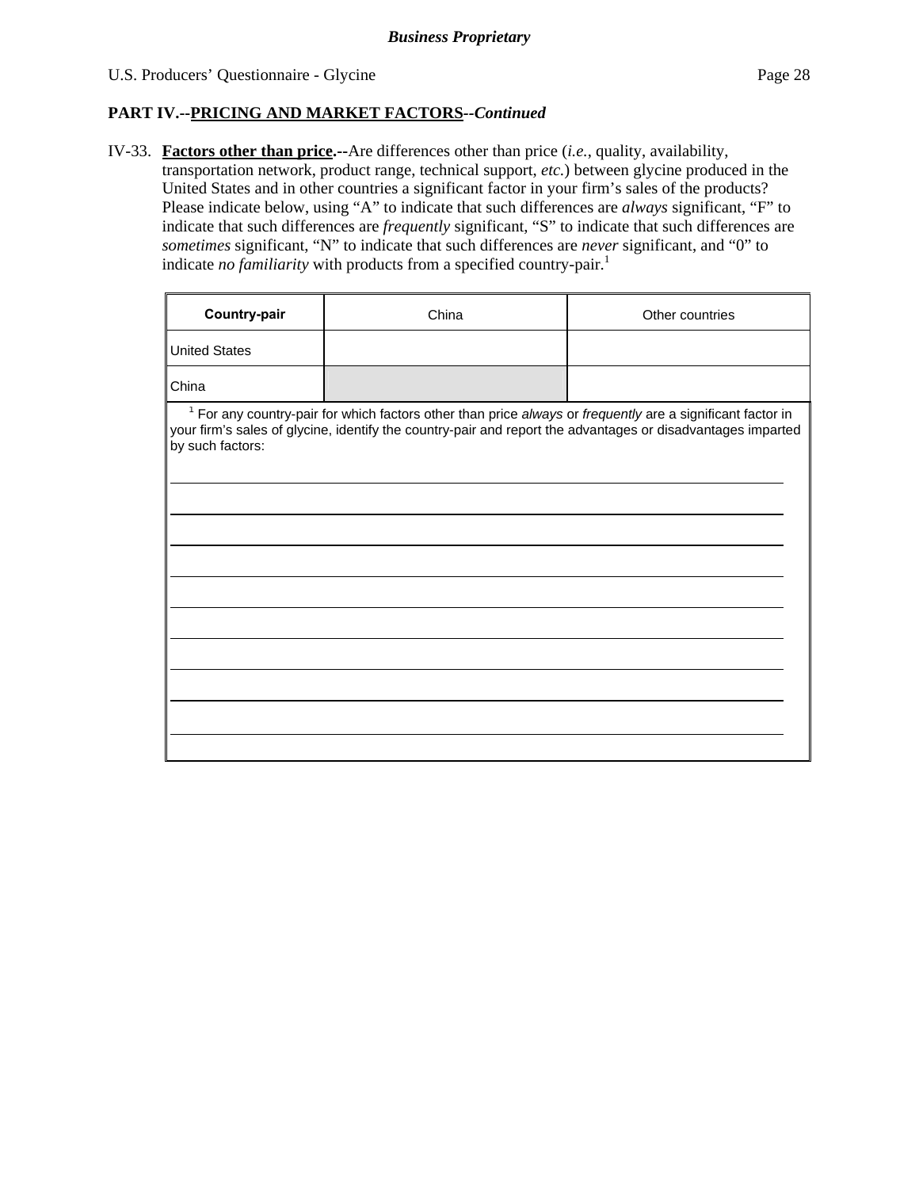## PART IV.--PRICING AND MARKET FACTORS--*Continued*

IV-33. **Factors other than price.--**Are differences other than price (*i.e.*, quality, availability, transportation network, product range, technical support, *etc.*) between glycine produced in the United States and in other countries a significant factor in your firm's sales of the products? Please indicate below, using "A" to indicate that such differences are *always* significant, "F" to indicate that such differences are *frequently* significant, "S" to indicate that such differences are *sometimes* significant, "N" to indicate that such differences are *never* significant, and "0" to indicate *no familiarity* with products from a specified country-pair.[1]

| Country-pair | China | Other countries |
|---|---|---|
| United States | | |
| China | | |

[1] For any country-pair for which factors other than price *always* or *frequently* are a significant factor in your firm's sales of glycine, identify the country-pair and report the advantages or disadvantages imparted by such factors: